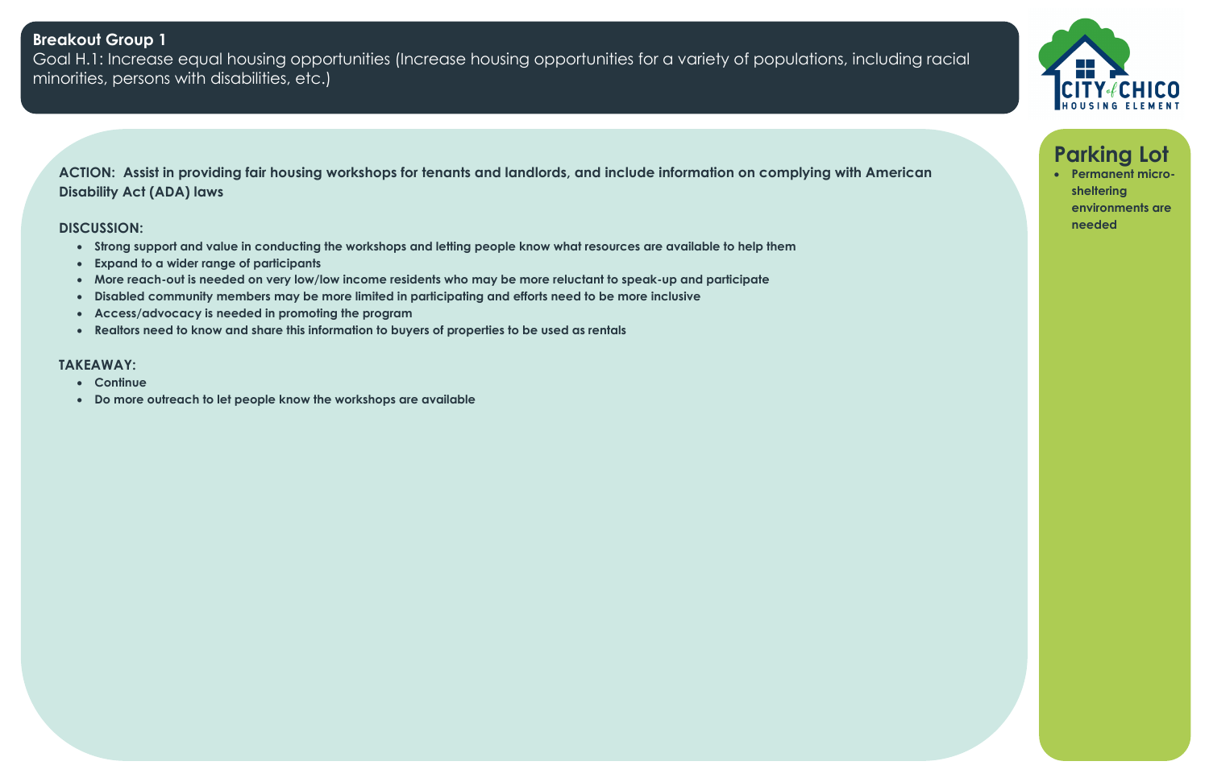## Breakout Group 1

Goal H.1: Increase equal housing opportunities (Increase housing opportunities for a variety of populations, including racial minorities, persons with disabilities, etc.)

**ACTION: Assist in providing fair housing workshops for tenants and landlords, and include information on complying with American Disability Act (ADA) laws**

**DISCUSSION:**

- **Strong support and value in conducting the workshops and letting people know what resources are available to help them**
- **Expand to a wider range of participants**
- **More reach-out is needed on very low/low income residents who may be more reluctant to speak-up and participate**
- **Disabled community members may be more limited in participating and efforts need to be more inclusive**
- **Access/advocacy is needed in promoting the program**
- **Realtors need to know and share this information to buyers of properties to be used as rentals**

**TAKEAWAY:**

- **Continue**
- **Do more outreach to let people know the workshops are available**

## Parking Lot

- **Permanent micro-sheltering environments are needed**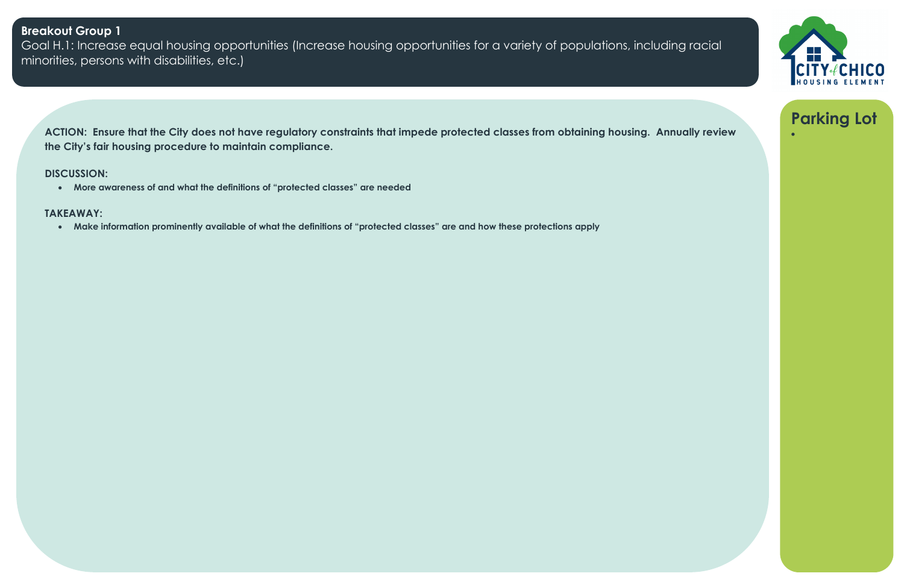**Breakout Group 1**

Goal H.1: Increase equal housing opportunities (Increase housing opportunities for a variety of populations, including racial minorities, persons with disabilities, etc.)

**ACTION: Ensure that the City does not have regulatory constraints that impede protected classes from obtaining housing. Annually review the City's fair housing procedure to maintain compliance.**

**DISCUSSION:**

- **More awareness of and what the definitions of "protected classes" are needed**

**TAKEAWAY:**

- **Make information prominently available of what the definitions of "protected classes" are and how these protections apply**

## Parking Lot

-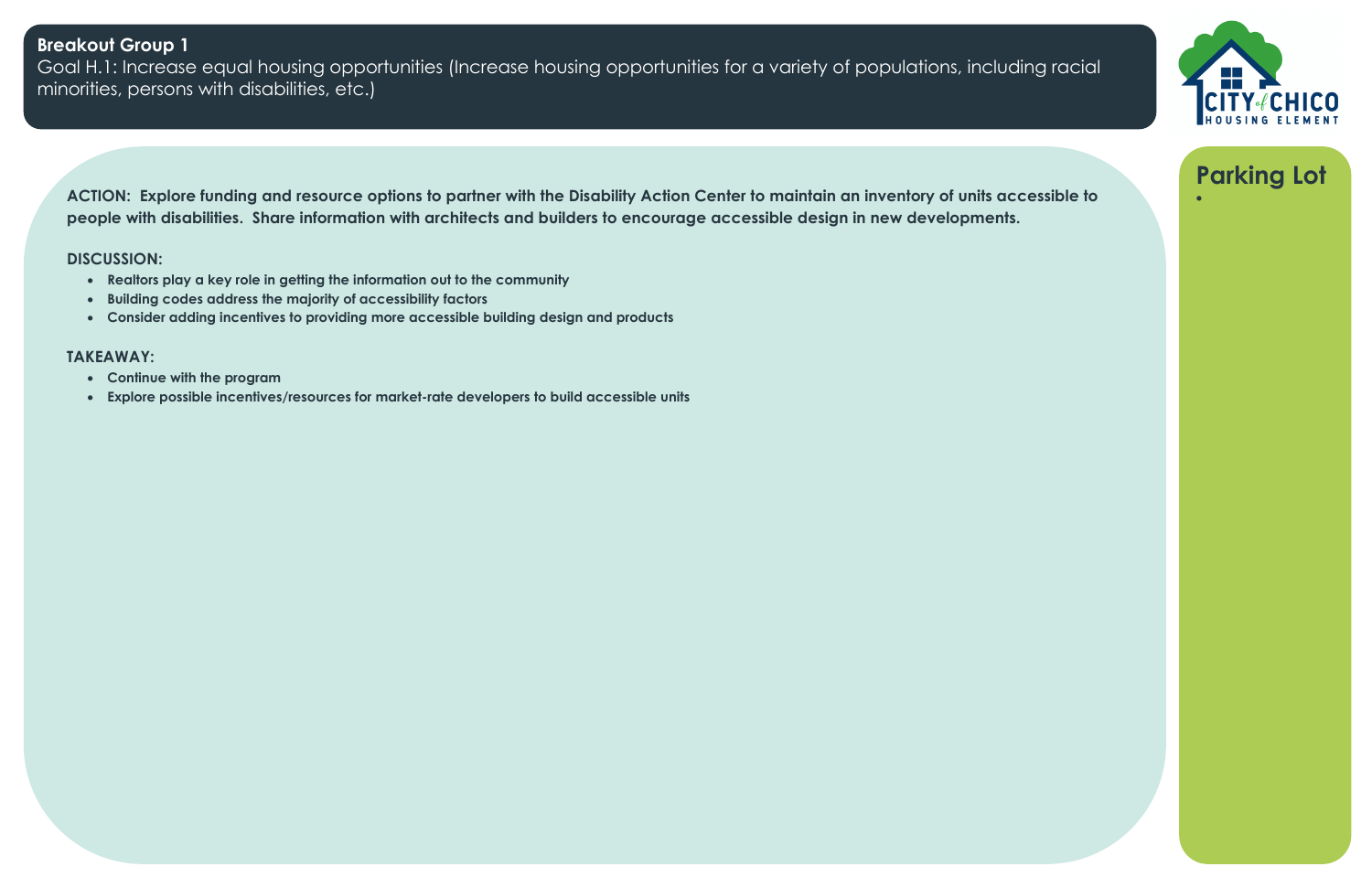**Breakout Group 1**

Goal H.1: Increase equal housing opportunities (Increase housing opportunities for a variety of populations, including racial minorities, persons with disabilities, etc.)

**ACTION: Explore funding and resource options to partner with the Disability Action Center to maintain an inventory of units accessible to people with disabilities. Share information with architects and builders to encourage accessible design in new developments.**

**DISCUSSION:**

- **Realtors play a key role in getting the information out to the community**
- **Building codes address the majority of accessibility factors**
- **Consider adding incentives to providing more accessible building design and products**

**TAKEAWAY:**

- **Continue with the program**
- **Explore possible incentives/resources for market-rate developers to build accessible units**

## Parking Lot

-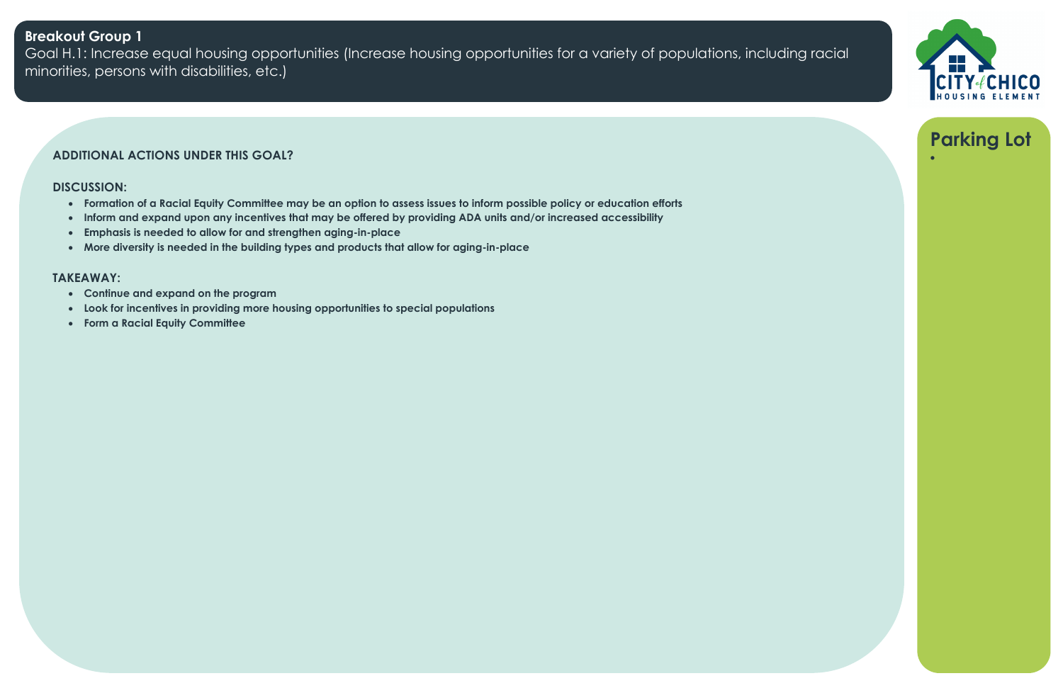**Breakout Group 1**

Goal H.1: Increase equal housing opportunities (Increase housing opportunities for a variety of populations, including racial minorities, persons with disabilities, etc.)

CITY of CHICO HOUSING ELEMENT

**ADDITIONAL ACTIONS UNDER THIS GOAL?**

**DISCUSSION:**

- **Formation of a Racial Equity Committee may be an option to assess issues to inform possible policy or education efforts**
- **Inform and expand upon any incentives that may be offered by providing ADA units and/or increased accessibility**
- **Emphasis is needed to allow for and strengthen aging-in-place**
- **More diversity is needed in the building types and products that allow for aging-in-place**

**TAKEAWAY:**

- **Continue and expand on the program**
- **Look for incentives in providing more housing opportunities to special populations**
- **Form a Racial Equity Committee**

## Parking Lot

-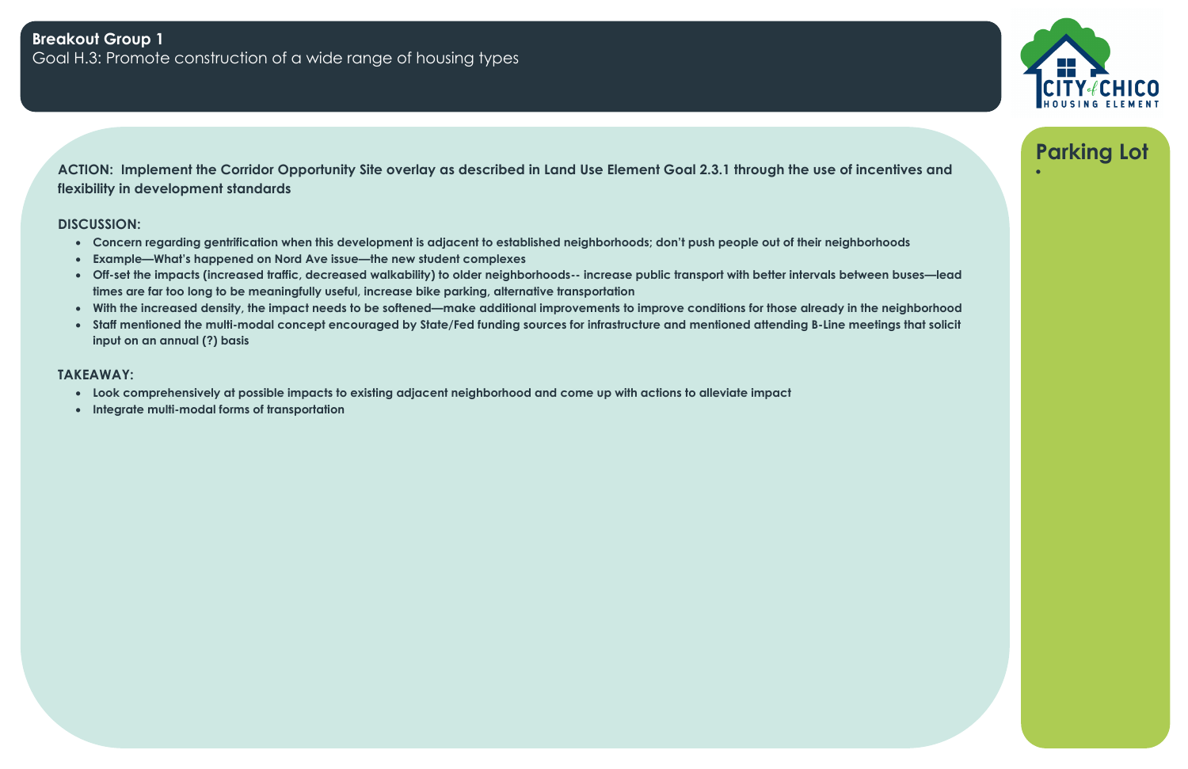**Breakout Group 1**

Goal H.3: Promote construction of a wide range of housing types

**ACTION: Implement the Corridor Opportunity Site overlay as described in Land Use Element Goal 2.3.1 through the use of incentives and flexibility in development standards**

**DISCUSSION:**

- Concern regarding gentrification when this development is adjacent to established neighborhoods; don't push people out of their neighborhoods
- Example—What's happened on Nord Ave issue—the new student complexes
- Off-set the impacts (increased traffic, decreased walkability) to older neighborhoods-- increase public transport with better intervals between buses—lead times are far too long to be meaningfully useful, increase bike parking, alternative transportation
- With the increased density, the impact needs to be softened—make additional improvements to improve conditions for those already in the neighborhood
- Staff mentioned the multi-modal concept encouraged by State/Fed funding sources for infrastructure and mentioned attending B-Line meetings that solicit input on an annual (?) basis

**TAKEAWAY:**

- Look comprehensively at possible impacts to existing adjacent neighborhood and come up with actions to alleviate impact
- Integrate multi-modal forms of transportation

## Parking Lot

-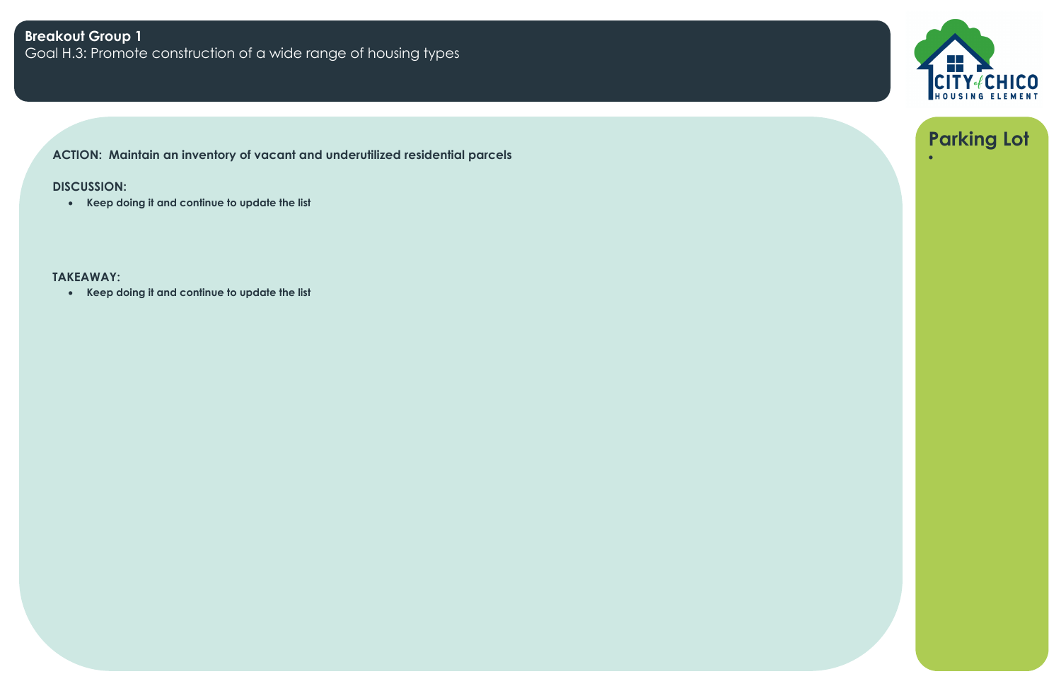**Breakout Group 1**
Goal H.3: Promote construction of a wide range of housing types

**ACTION: Maintain an inventory of vacant and underutilized residential parcels**

**DISCUSSION:**

- **Keep doing it and continue to update the list**

**TAKEAWAY:**

- **Keep doing it and continue to update the list**

## Parking Lot

-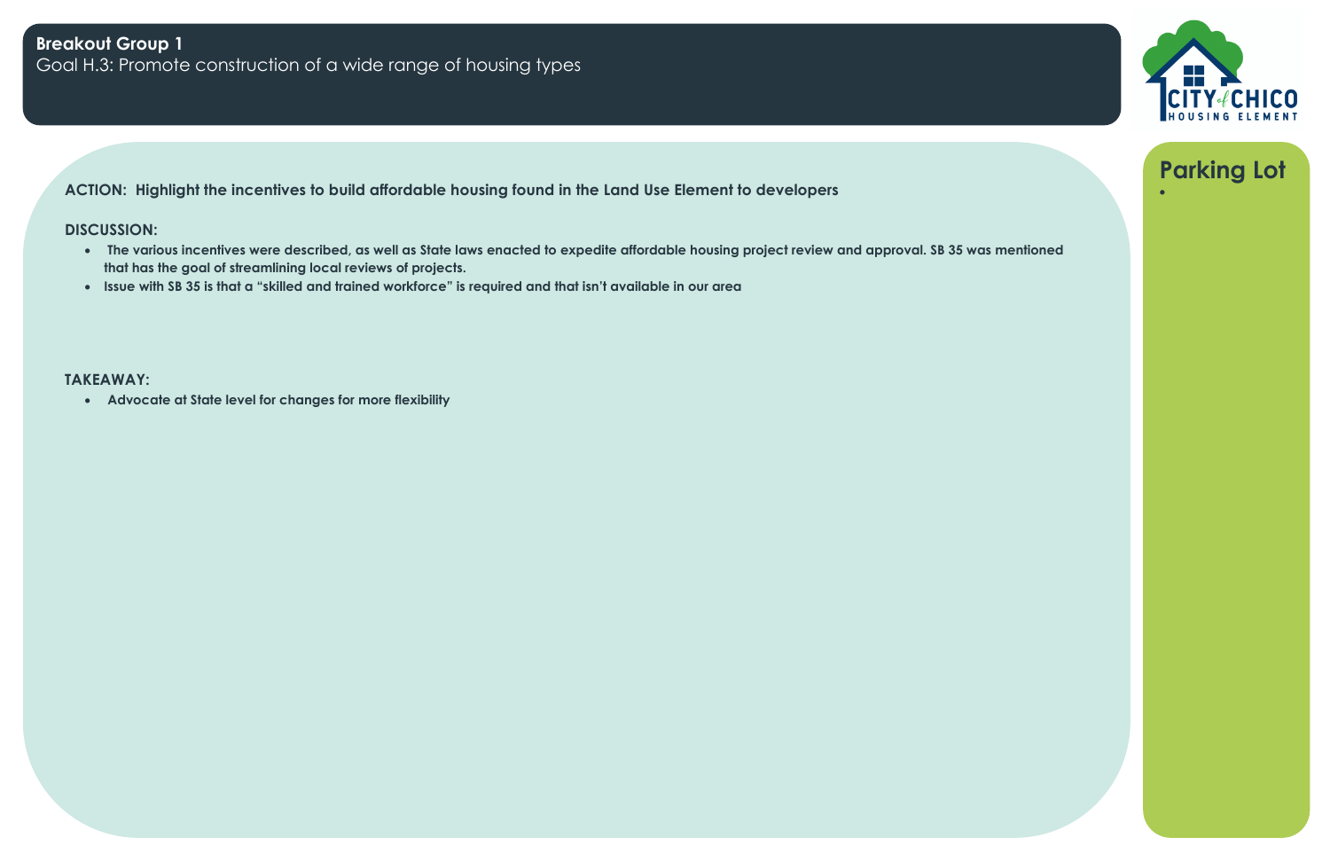**Breakout Group 1**
Goal H.3: Promote construction of a wide range of housing types

**ACTION: Highlight the incentives to build affordable housing found in the Land Use Element to developers**

**DISCUSSION:**

- **The various incentives were described, as well as State laws enacted to expedite affordable housing project review and approval. SB 35 was mentioned that has the goal of streamlining local reviews of projects.**
- **Issue with SB 35 is that a "skilled and trained workforce" is required and that isn't available in our area**

**TAKEAWAY:**

- **Advocate at State level for changes for more flexibility**

## Parking Lot

-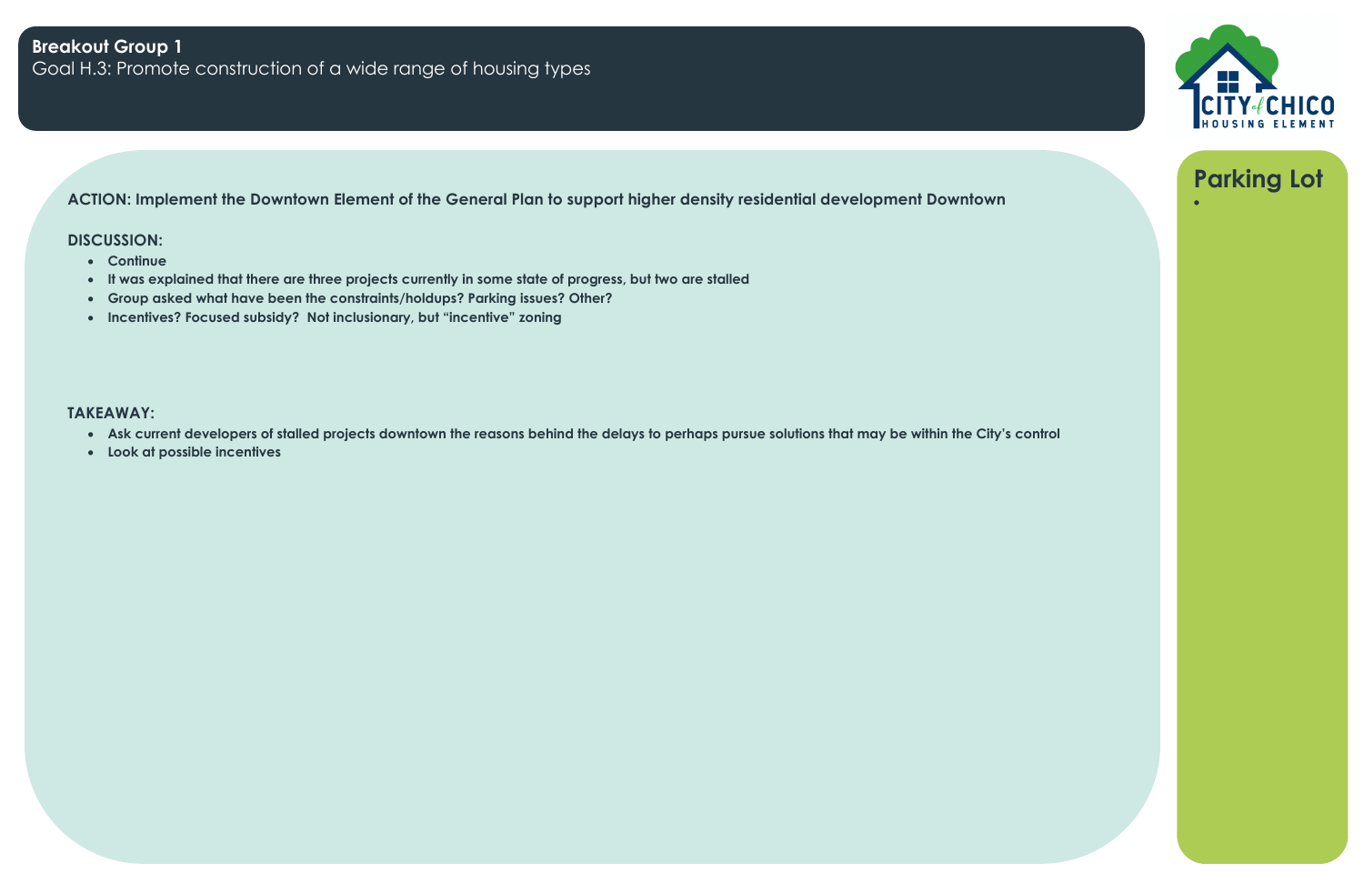**Breakout Group 1**
Goal H.3: Promote construction of a wide range of housing types

**ACTION: Implement the Downtown Element of the General Plan to support higher density residential development Downtown**

**DISCUSSION:**

- Continue
- It was explained that there are three projects currently in some state of progress, but two are stalled
- Group asked what have been the constraints/holdups? Parking issues? Other?
- Incentives? Focused subsidy? Not inclusionary, but "incentive" zoning

**TAKEAWAY:**

- Ask current developers of stalled projects downtown the reasons behind the delays to perhaps pursue solutions that may be within the City's control
- Look at possible incentives

## Parking Lot

-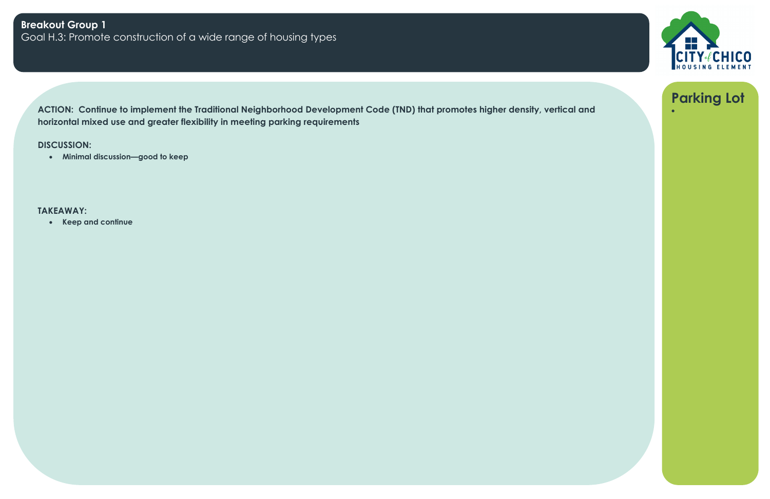**Breakout Group 1**

Goal H.3: Promote construction of a wide range of housing types

**ACTION: Continue to implement the Traditional Neighborhood Development Code (TND) that promotes higher density, vertical and horizontal mixed use and greater flexibility in meeting parking requirements**

**DISCUSSION:**

- **Minimal discussion—good to keep**

**TAKEAWAY:**

- **Keep and continue**

## Parking Lot

-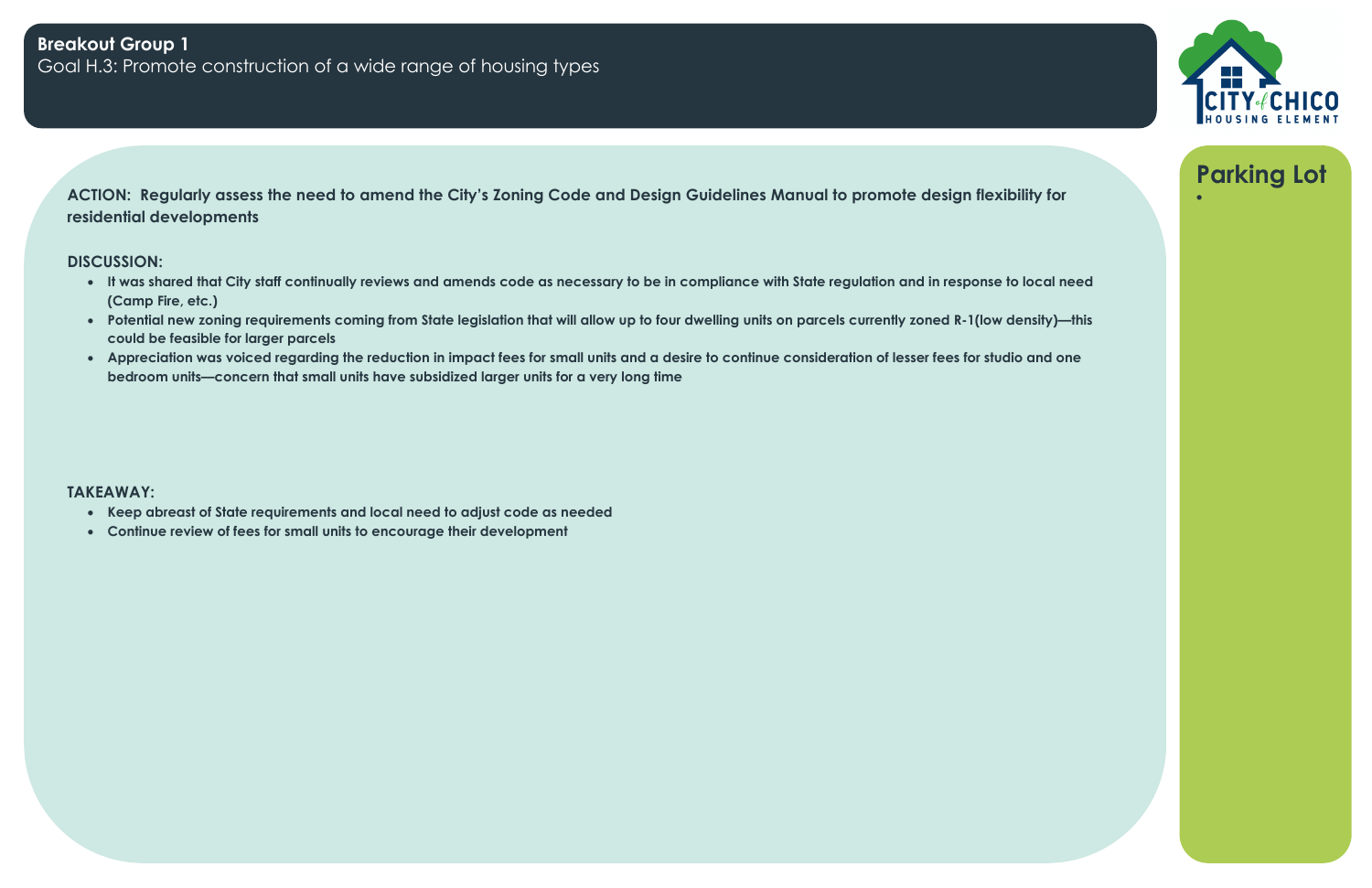**Breakout Group 1**
Goal H.3: Promote construction of a wide range of housing types

**ACTION: Regularly assess the need to amend the City's Zoning Code and Design Guidelines Manual to promote design flexibility for residential developments**

**DISCUSSION:**

- It was shared that City staff continually reviews and amends code as necessary to be in compliance with State regulation and in response to local need (Camp Fire, etc.)
- Potential new zoning requirements coming from State legislation that will allow up to four dwelling units on parcels currently zoned R-1(low density)—this could be feasible for larger parcels
- Appreciation was voiced regarding the reduction in impact fees for small units and a desire to continue consideration of lesser fees for studio and one bedroom units—concern that small units have subsidized larger units for a very long time

**TAKEAWAY:**

- Keep abreast of State requirements and local need to adjust code as needed
- Continue review of fees for small units to encourage their development

## Parking Lot

-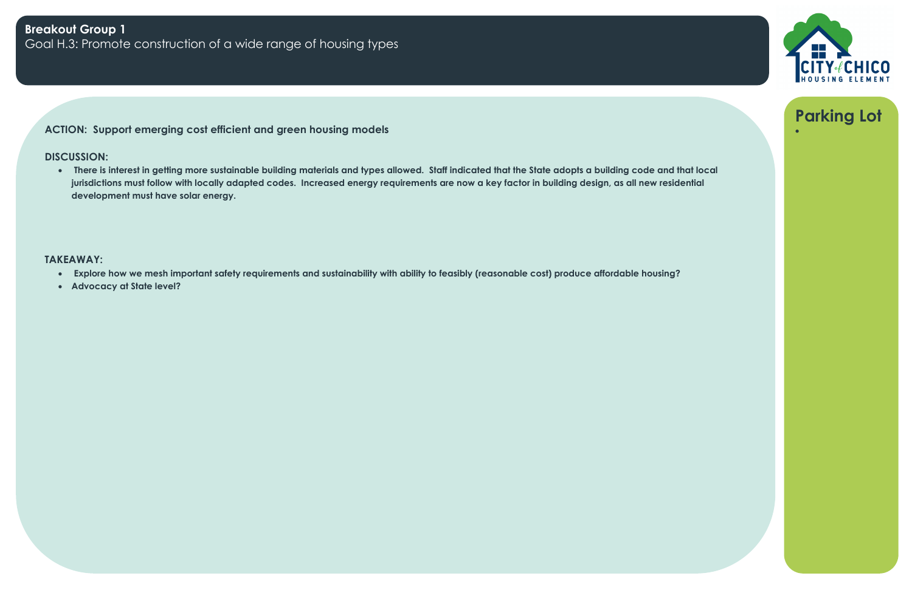**Breakout Group 1**

Goal H.3: Promote construction of a wide range of housing types

**ACTION: Support emerging cost efficient and green housing models**

**DISCUSSION:**

- **There is interest in getting more sustainable building materials and types allowed. Staff indicated that the State adopts a building code and that local jurisdictions must follow with locally adapted codes. Increased energy requirements are now a key factor in building design, as all new residential development must have solar energy.**

**TAKEAWAY:**

- **Explore how we mesh important safety requirements and sustainability with ability to feasibly (reasonable cost) produce affordable housing?**
- **Advocacy at State level?**

## Parking Lot

-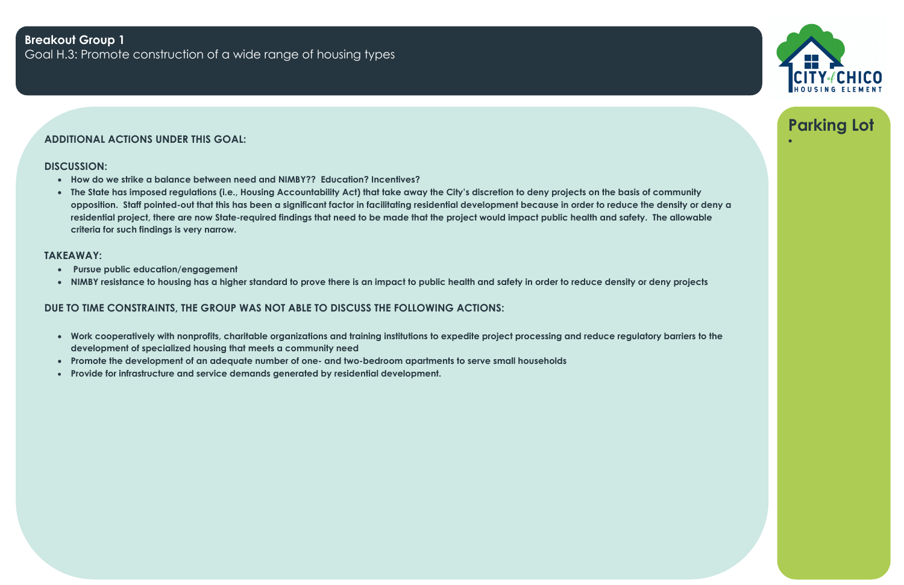**Breakout Group 1**
Goal H.3: Promote construction of a wide range of housing types

**ADDITIONAL ACTIONS UNDER THIS GOAL:**

**DISCUSSION:**

- **How do we strike a balance between need and NIMBY?? Education? Incentives?**
- **The State has imposed regulations (i.e., Housing Accountability Act) that take away the City's discretion to deny projects on the basis of community opposition. Staff pointed-out that this has been a significant factor in facilitating residential development because in order to reduce the density or deny a residential project, there are now State-required findings that need to be made that the project would impact public health and safety. The allowable criteria for such findings is very narrow.**

**TAKEAWAY:**

- **Pursue public education/engagement**
- **NIMBY resistance to housing has a higher standard to prove there is an impact to public health and safety in order to reduce density or deny projects**

**DUE TO TIME CONSTRAINTS, THE GROUP WAS NOT ABLE TO DISCUSS THE FOLLOWING ACTIONS:**

- **Work cooperatively with nonprofits, charitable organizations and training institutions to expedite project processing and reduce regulatory barriers to the development of specialized housing that meets a community need**
- **Promote the development of an adequate number of one- and two-bedroom apartments to serve small households**
- **Provide for infrastructure and service demands generated by residential development.**

## Parking Lot

-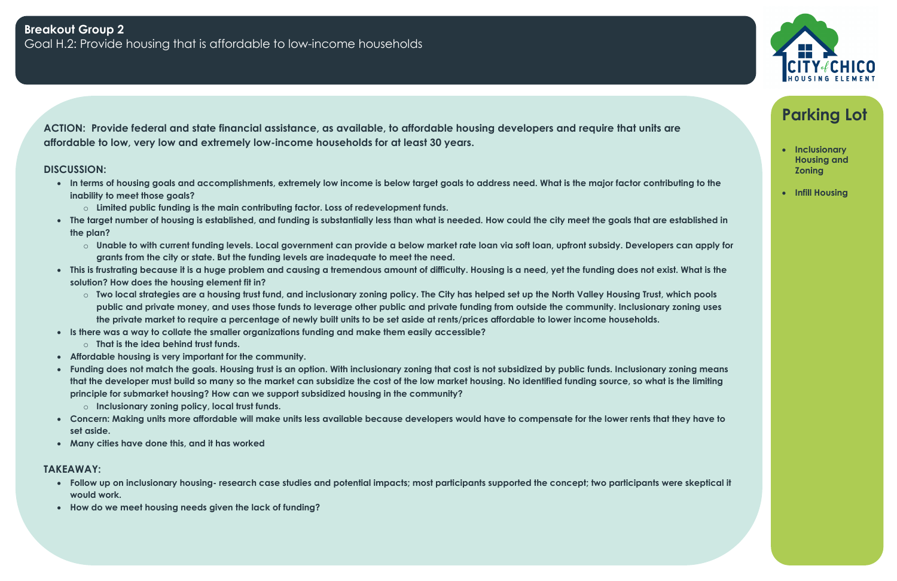**Breakout Group 2**
Goal H.2: Provide housing that is affordable to low-income households

CITY of CHICO HOUSING ELEMENT

**ACTION: Provide federal and state financial assistance, as available, to affordable housing developers and require that units are affordable to low, very low and extremely low-income households for at least 30 years.**

**DISCUSSION:**

- **In terms of housing goals and accomplishments, extremely low income is below target goals to address need. What is the major factor contributing to the inability to meet those goals?**
  - **Limited public funding is the main contributing factor. Loss of redevelopment funds.**
- **The target number of housing is established, and funding is substantially less than what is needed. How could the city meet the goals that are established in the plan?**
  - **Unable to with current funding levels. Local government can provide a below market rate loan via soft loan, upfront subsidy. Developers can apply for grants from the city or state. But the funding levels are inadequate to meet the need.**
- **This is frustrating because it is a huge problem and causing a tremendous amount of difficulty. Housing is a need, yet the funding does not exist. What is the solution? How does the housing element fit in?**
  - **Two local strategies are a housing trust fund, and inclusionary zoning policy. The City has helped set up the North Valley Housing Trust, which pools public and private money, and uses those funds to leverage other public and private funding from outside the community. Inclusionary zoning uses the private market to require a percentage of newly built units to be set aside at rents/prices affordable to lower income households.**
- **Is there was a way to collate the smaller organizations funding and make them easily accessible?**
  - **That is the idea behind trust funds.**
- **Affordable housing is very important for the community.**
- **Funding does not match the goals. Housing trust is an option. With inclusionary zoning that cost is not subsidized by public funds. Inclusionary zoning means that the developer must build so many so the market can subsidize the cost of the low market housing. No identified funding source, so what is the limiting principle for submarket housing? How can we support subsidized housing in the community?**
  - **Inclusionary zoning policy, local trust funds.**
- **Concern: Making units more affordable will make units less available because developers would have to compensate for the lower rents that they have to set aside.**
- **Many cities have done this, and it has worked**

**TAKEAWAY:**

- **Follow up on inclusionary housing- research case studies and potential impacts; most participants supported the concept; two participants were skeptical it would work.**
- **How do we meet housing needs given the lack of funding?**

## Parking Lot

- **Inclusionary Housing and Zoning**
- **Infill Housing**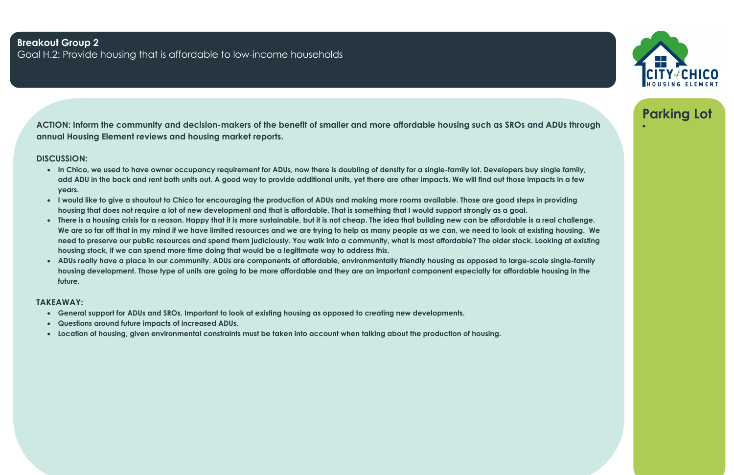**Breakout Group 2**

Goal H.2: Provide housing that is affordable to low-income households

**ACTION: Inform the community and decision-makers of the benefit of smaller and more affordable housing such as SROs and ADUs through annual Housing Element reviews and housing market reports.**

**DISCUSSION:**

- **In Chico, we used to have owner occupancy requirement for ADUs, now there is doubling of density for a single-family lot. Developers buy single family, add ADU in the back and rent both units out. A good way to provide additional units, yet there are other impacts. We will find out those impacts in a few years.**
- **I would like to give a shoutout to Chico for encouraging the production of ADUs and making more rooms available. Those are good steps in providing housing that does not require a lot of new development and that is affordable. That is something that I would support strongly as a goal.**
- **There is a housing crisis for a reason. Happy that it is more sustainable, but it is not cheap. The idea that building new can be affordable is a real challenge. We are so far off that in my mind if we have limited resources and we are trying to help as many people as we can, we need to look at existing housing. We need to preserve our public resources and spend them judiciously. You walk into a community, what is most affordable? The older stock. Looking at existing housing stock, if we can spend more time doing that would be a legitimate way to address this.**
- **ADUs really have a place in our community. ADUs are components of affordable, environmentally friendly housing as opposed to large-scale single-family housing development. Those type of units are going to be more affordable and they are an important component especially for affordable housing in the future.**

**TAKEAWAY:**

- **General support for ADUs and SROs. Important to look at existing housing as opposed to creating new developments.**
- **Questions around future impacts of increased ADUs.**
- **Location of housing, given environmental constraints must be taken into account when talking about the production of housing.**

## Parking Lot

-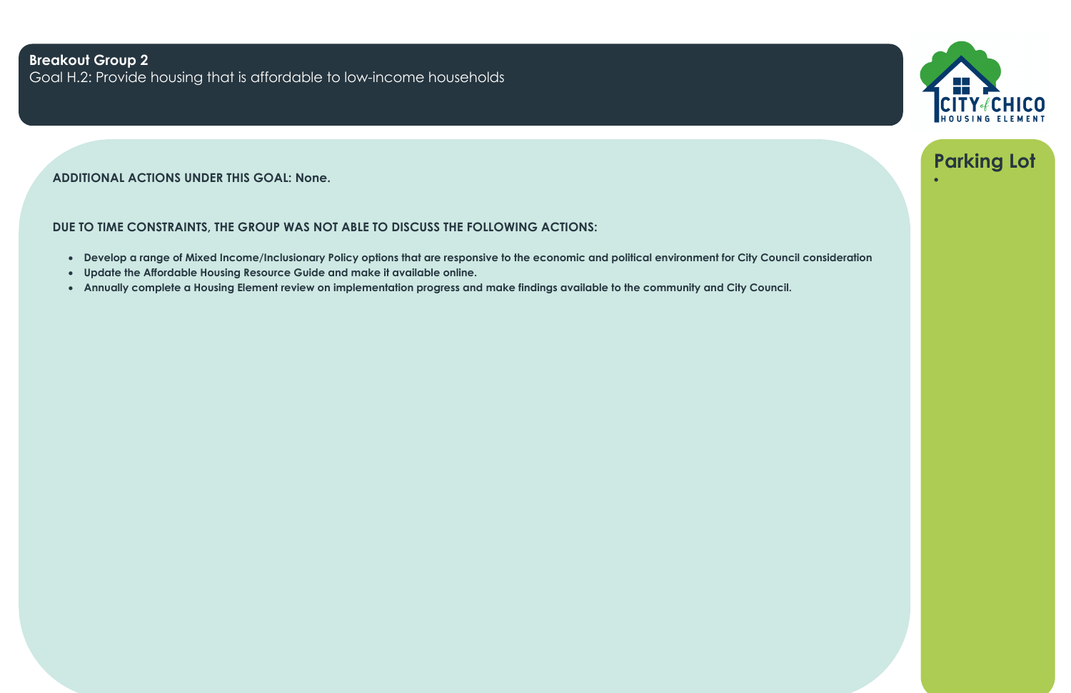**Breakout Group 2**

Goal H.2: Provide housing that is affordable to low-income households

**ADDITIONAL ACTIONS UNDER THIS GOAL: None.**

**DUE TO TIME CONSTRAINTS, THE GROUP WAS NOT ABLE TO DISCUSS THE FOLLOWING ACTIONS:**

- **Develop a range of Mixed Income/Inclusionary Policy options that are responsive to the economic and political environment for City Council consideration**
- **Update the Affordable Housing Resource Guide and make it available online.**
- **Annually complete a Housing Element review on implementation progress and make findings available to the community and City Council.**

## Parking Lot

-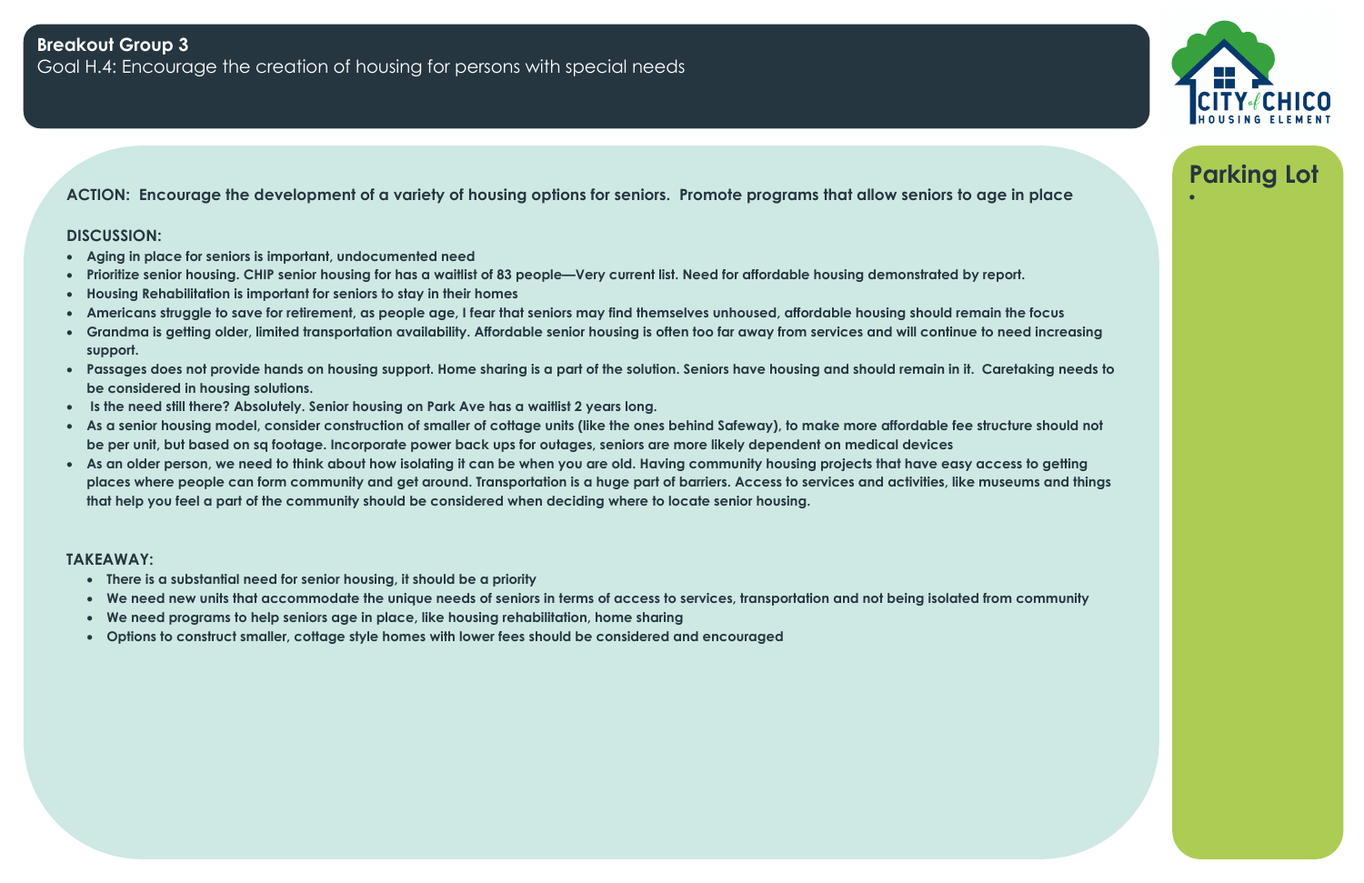**Breakout Group 3**

Goal H.4: Encourage the creation of housing for persons with special needs

**ACTION: Encourage the development of a variety of housing options for seniors. Promote programs that allow seniors to age in place**

**DISCUSSION:**

- Aging in place for seniors is important, undocumented need
- Prioritize senior housing. CHIP senior housing for has a waitlist of 83 people—Very current list. Need for affordable housing demonstrated by report.
- Housing Rehabilitation is important for seniors to stay in their homes
- Americans struggle to save for retirement, as people age, I fear that seniors may find themselves unhoused, affordable housing should remain the focus
- Grandma is getting older, limited transportation availability. Affordable senior housing is often too far away from services and will continue to need increasing support.
- Passages does not provide hands on housing support. Home sharing is a part of the solution. Seniors have housing and should remain in it. Caretaking needs to be considered in housing solutions.
- Is the need still there? Absolutely. Senior housing on Park Ave has a waitlist 2 years long.
- As a senior housing model, consider construction of smaller of cottage units (like the ones behind Safeway), to make more affordable fee structure should not be per unit, but based on sq footage. Incorporate power back ups for outages, seniors are more likely dependent on medical devices
- As an older person, we need to think about how isolating it can be when you are old. Having community housing projects that have easy access to getting places where people can form community and get around. Transportation is a huge part of barriers. Access to services and activities, like museums and things that help you feel a part of the community should be considered when deciding where to locate senior housing.

**TAKEAWAY:**

- There is a substantial need for senior housing, it should be a priority
- We need new units that accommodate the unique needs of seniors in terms of access to services, transportation and not being isolated from community
- We need programs to help seniors age in place, like housing rehabilitation, home sharing
- Options to construct smaller, cottage style homes with lower fees should be considered and encouraged

**Parking Lot**

-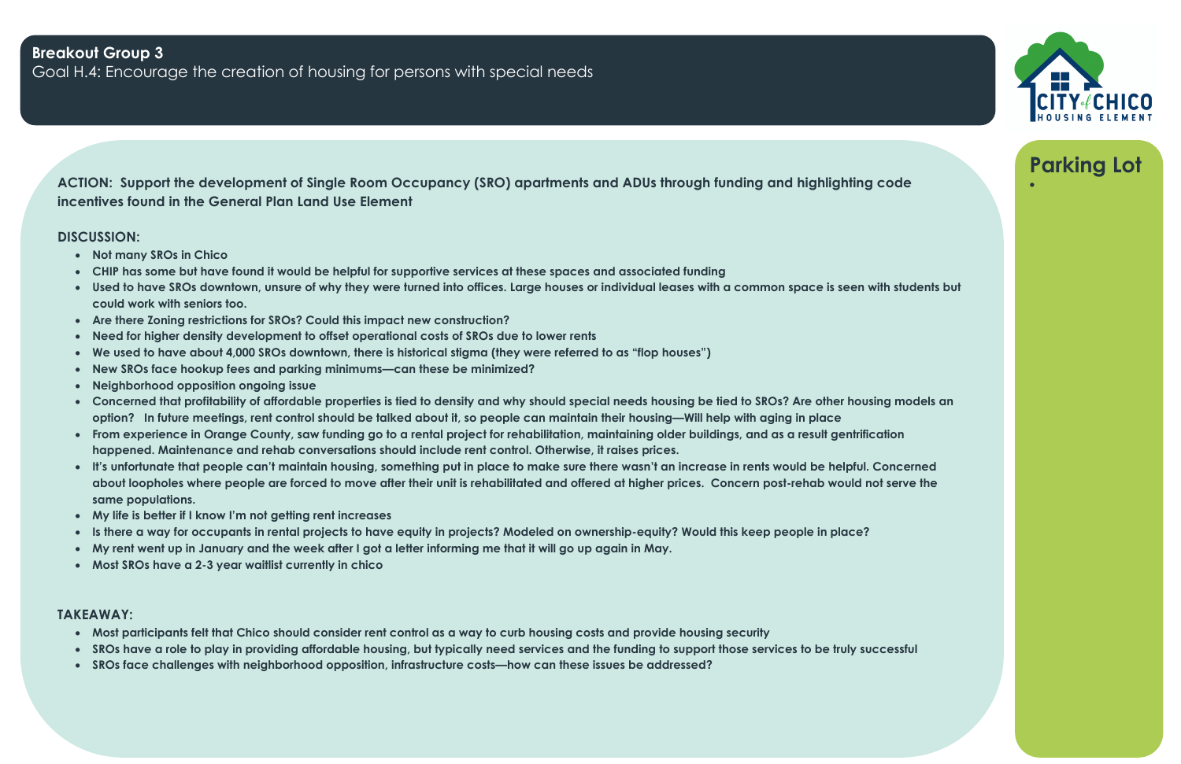**Breakout Group 3**

Goal H.4: Encourage the creation of housing for persons with special needs

**ACTION: Support the development of Single Room Occupancy (SRO) apartments and ADUs through funding and highlighting code incentives found in the General Plan Land Use Element**

**DISCUSSION:**

- Not many SROs in Chico
- CHIP has some but have found it would be helpful for supportive services at these spaces and associated funding
- Used to have SROs downtown, unsure of why they were turned into offices. Large houses or individual leases with a common space is seen with students but could work with seniors too.
- Are there Zoning restrictions for SROs? Could this impact new construction?
- Need for higher density development to offset operational costs of SROs due to lower rents
- We used to have about 4,000 SROs downtown, there is historical stigma (they were referred to as "flop houses")
- New SROs face hookup fees and parking minimums—can these be minimized?
- Neighborhood opposition ongoing issue
- Concerned that profitability of affordable properties is tied to density and why should special needs housing be tied to SROs? Are other housing models an option? In future meetings, rent control should be talked about it, so people can maintain their housing—Will help with aging in place
- From experience in Orange County, saw funding go to a rental project for rehabilitation, maintaining older buildings, and as a result gentrification happened. Maintenance and rehab conversations should include rent control. Otherwise, it raises prices.
- It's unfortunate that people can't maintain housing, something put in place to make sure there wasn't an increase in rents would be helpful. Concerned about loopholes where people are forced to move after their unit is rehabilitated and offered at higher prices. Concern post-rehab would not serve the same populations.
- My life is better if I know I'm not getting rent increases
- Is there a way for occupants in rental projects to have equity in projects? Modeled on ownership-equity? Would this keep people in place?
- My rent went up in January and the week after I got a letter informing me that it will go up again in May.
- Most SROs have a 2-3 year waitlist currently in chico

**TAKEAWAY:**

- Most participants felt that Chico should consider rent control as a way to curb housing costs and provide housing security
- SROs have a role to play in providing affordable housing, but typically need services and the funding to support those services to be truly successful
- SROs face challenges with neighborhood opposition, infrastructure costs—how can these issues be addressed?

## Parking Lot

-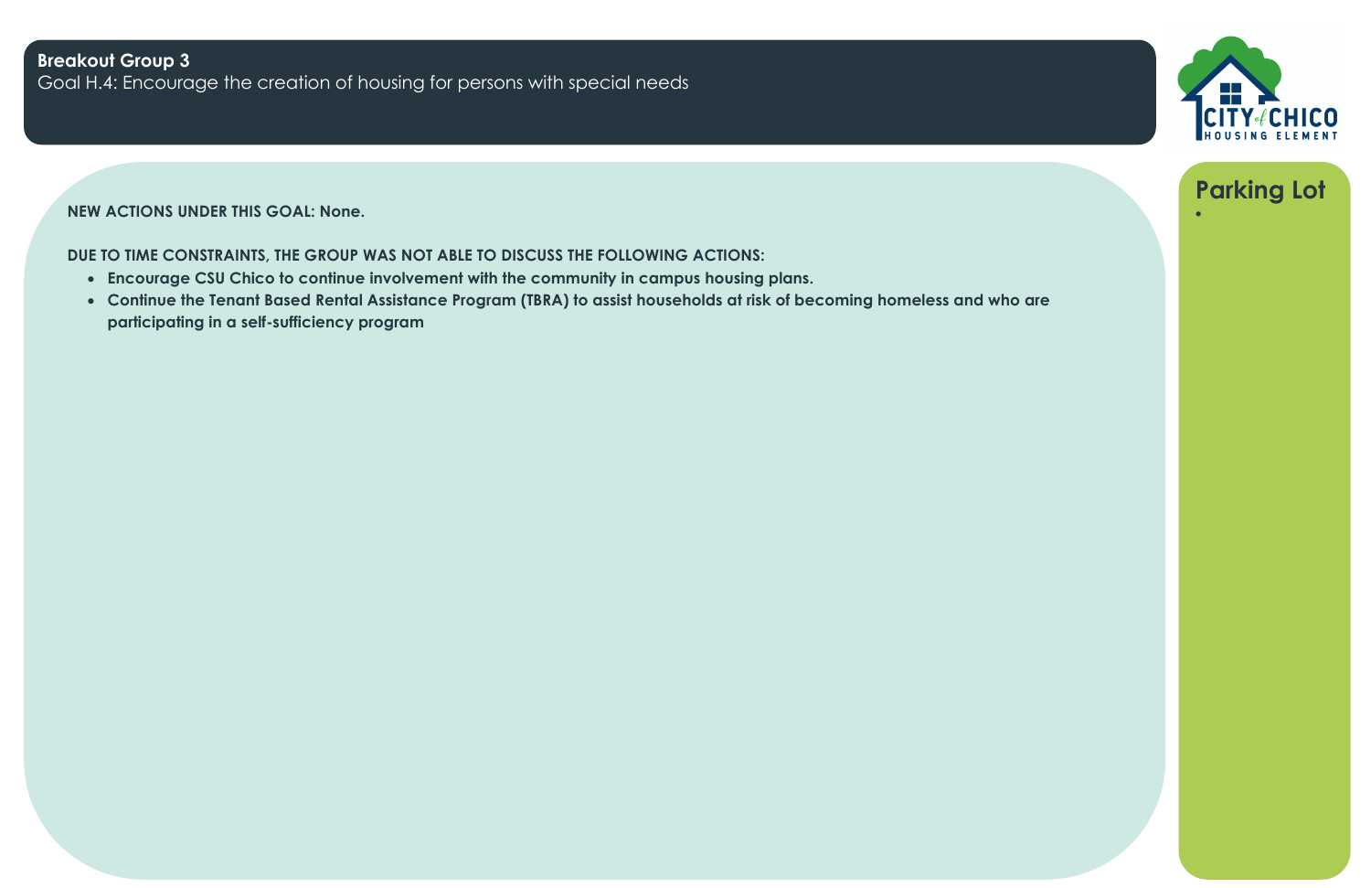**Breakout Group 3**
Goal H.4: Encourage the creation of housing for persons with special needs

**NEW ACTIONS UNDER THIS GOAL: None.**

**DUE TO TIME CONSTRAINTS, THE GROUP WAS NOT ABLE TO DISCUSS THE FOLLOWING ACTIONS:**

- **Encourage CSU Chico to continue involvement with the community in campus housing plans.**
- **Continue the Tenant Based Rental Assistance Program (TBRA) to assist households at risk of becoming homeless and who are participating in a self-sufficiency program**

## Parking Lot

-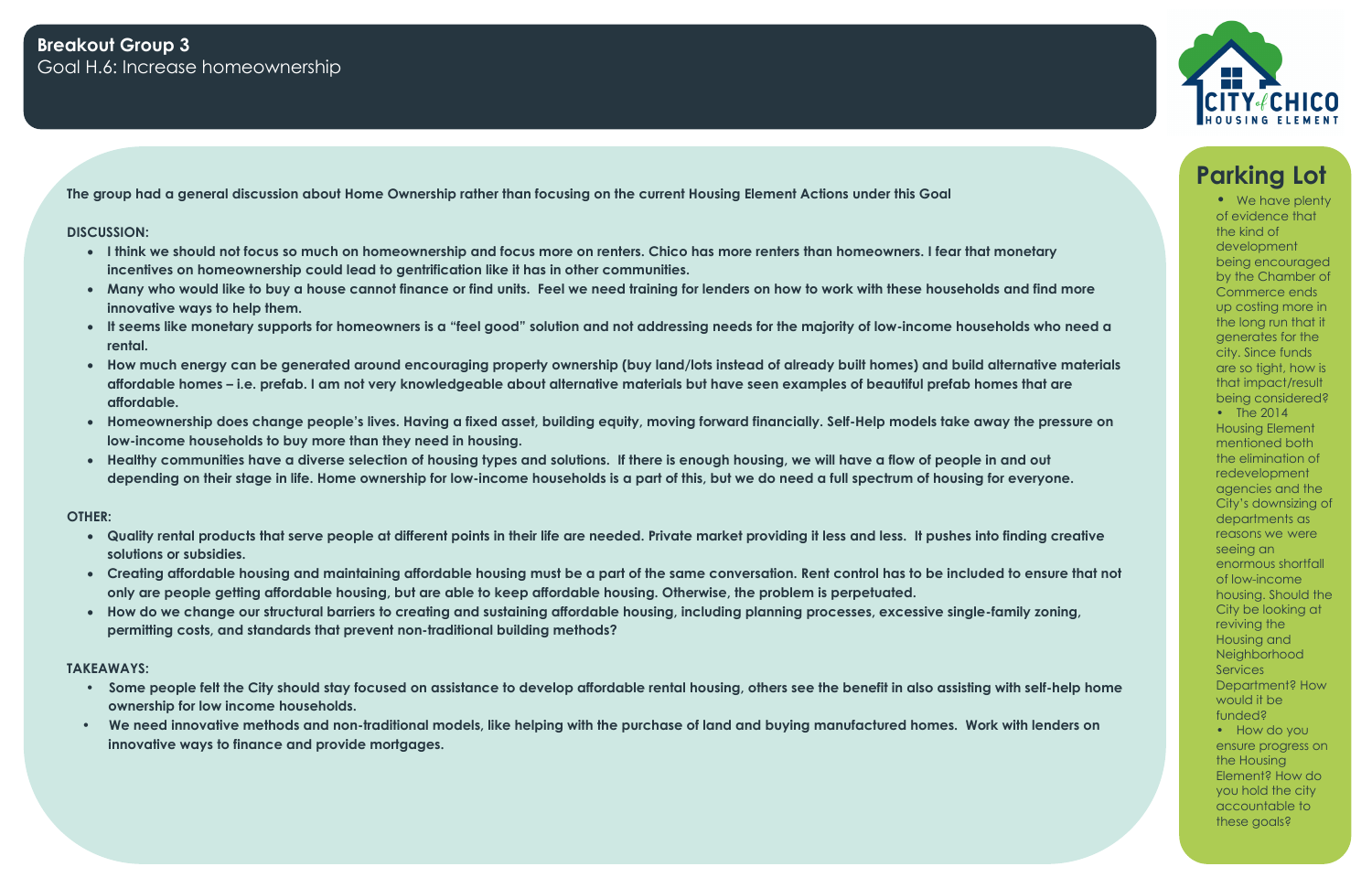## Breakout Group 3

Goal H.6: Increase homeownership

**The group had a general discussion about Home Ownership rather than focusing on the current Housing Element Actions under this Goal**

**DISCUSSION:**

- **I think we should not focus so much on homeownership and focus more on renters. Chico has more renters than homeowners. I fear that monetary incentives on homeownership could lead to gentrification like it has in other communities.**
- **Many who would like to buy a house cannot finance or find units. Feel we need training for lenders on how to work with these households and find more innovative ways to help them.**
- **It seems like monetary supports for homeowners is a "feel good" solution and not addressing needs for the majority of low-income households who need a rental.**
- **How much energy can be generated around encouraging property ownership (buy land/lots instead of already built homes) and build alternative materials affordable homes – i.e. prefab. I am not very knowledgeable about alternative materials but have seen examples of beautiful prefab homes that are affordable.**
- **Homeownership does change people's lives. Having a fixed asset, building equity, moving forward financially. Self-Help models take away the pressure on low-income households to buy more than they need in housing.**
- **Healthy communities have a diverse selection of housing types and solutions. If there is enough housing, we will have a flow of people in and out depending on their stage in life. Home ownership for low-income households is a part of this, but we do need a full spectrum of housing for everyone.**

**OTHER:**

- **Quality rental products that serve people at different points in their life are needed. Private market providing it less and less. It pushes into finding creative solutions or subsidies.**
- **Creating affordable housing and maintaining affordable housing must be a part of the same conversation. Rent control has to be included to ensure that not only are people getting affordable housing, but are able to keep affordable housing. Otherwise, the problem is perpetuated.**
- **How do we change our structural barriers to creating and sustaining affordable housing, including planning processes, excessive single-family zoning, permitting costs, and standards that prevent non-traditional building methods?**

**TAKEAWAYS:**

- **Some people felt the City should stay focused on assistance to develop affordable rental housing, others see the benefit in also assisting with self-help home ownership for low income households.**
- **We need innovative methods and non-traditional models, like helping with the purchase of land and buying manufactured homes. Work with lenders on innovative ways to finance and provide mortgages.**

## Parking Lot

- We have plenty of evidence that the kind of development being encouraged by the Chamber of Commerce ends up costing more in the long run that it generates for the city. Since funds are so tight, how is that impact/result being considered?
- The 2014 Housing Element mentioned both the elimination of redevelopment agencies and the City's downsizing of departments as reasons we were seeing an enormous shortfall of low-income housing. Should the City be looking at reviving the Housing and Neighborhood Services Department? How would it be funded?
- How do you ensure progress on the Housing Element? How do you hold the city accountable to these goals?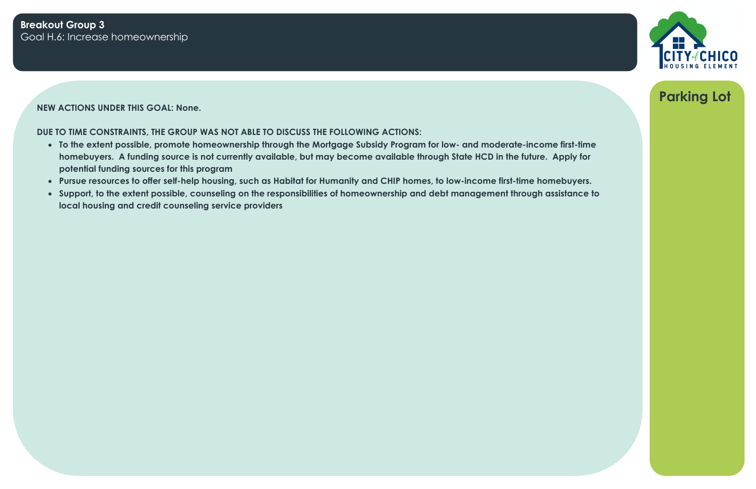**Breakout Group 3**
Goal H.6: Increase homeownership

**NEW ACTIONS UNDER THIS GOAL: None.**

**DUE TO TIME CONSTRAINTS, THE GROUP WAS NOT ABLE TO DISCUSS THE FOLLOWING ACTIONS:**

- **To the extent possible, promote homeownership through the Mortgage Subsidy Program for low- and moderate-income first-time homebuyers. A funding source is not currently available, but may become available through State HCD in the future. Apply for potential funding sources for this program**
- **Pursue resources to offer self-help housing, such as Habitat for Humanity and CHIP homes, to low-income first-time homebuyers.**
- **Support, to the extent possible, counseling on the responsibilities of homeownership and debt management through assistance to local housing and credit counseling service providers**

## Parking Lot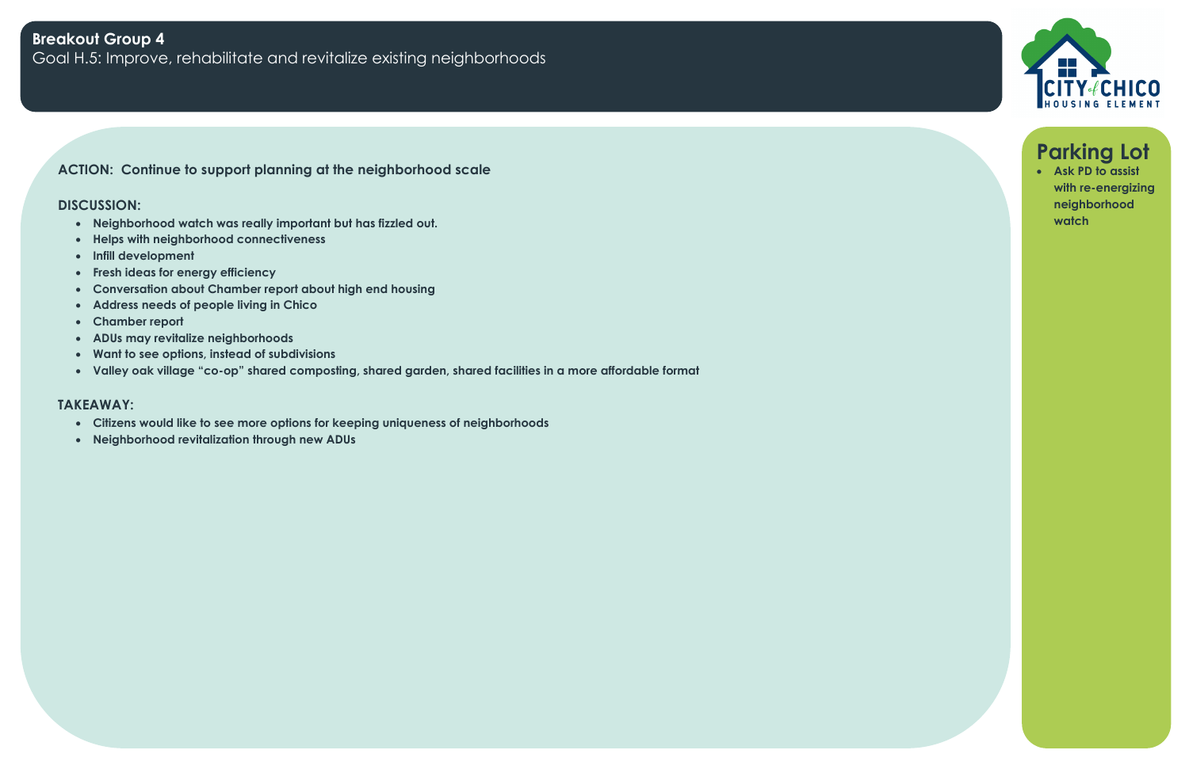**Breakout Group 4**
Goal H.5: Improve, rehabilitate and revitalize existing neighborhoods

**ACTION: Continue to support planning at the neighborhood scale**

**DISCUSSION:**

- **Neighborhood watch was really important but has fizzled out.**
- **Helps with neighborhood connectiveness**
- **Infill development**
- **Fresh ideas for energy efficiency**
- **Conversation about Chamber report about high end housing**
- **Address needs of people living in Chico**
- **Chamber report**
- **ADUs may revitalize neighborhoods**
- **Want to see options, instead of subdivisions**
- **Valley oak village "co-op" shared composting, shared garden, shared facilities in a more affordable format**

**TAKEAWAY:**

- **Citizens would like to see more options for keeping uniqueness of neighborhoods**
- **Neighborhood revitalization through new ADUs**

## Parking Lot

- **Ask PD to assist with re-energizing neighborhood watch**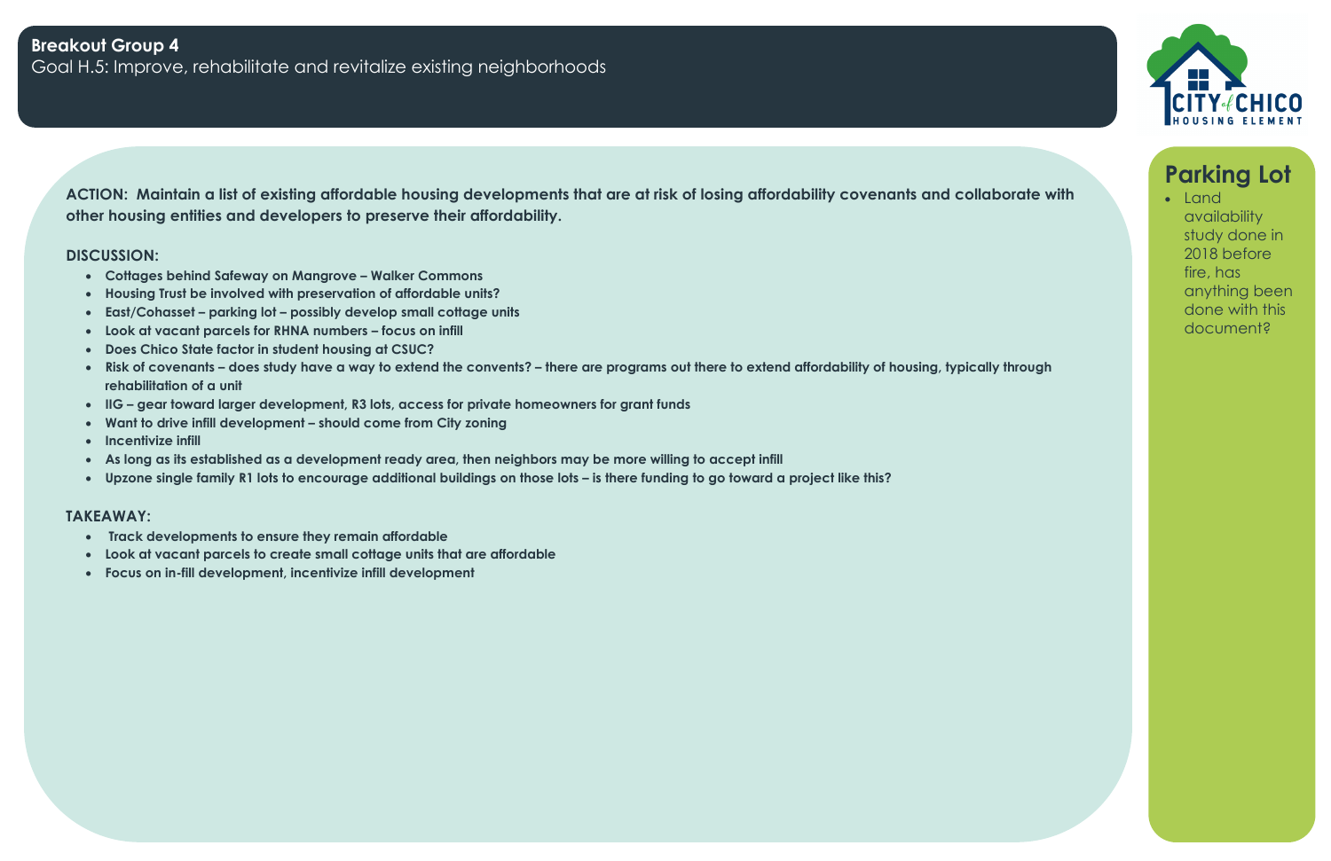**Breakout Group 4**

Goal H.5: Improve, rehabilitate and revitalize existing neighborhoods

**ACTION: Maintain a list of existing affordable housing developments that are at risk of losing affordability covenants and collaborate with other housing entities and developers to preserve their affordability.**

**DISCUSSION:**

- **Cottages behind Safeway on Mangrove – Walker Commons**
- **Housing Trust be involved with preservation of affordable units?**
- **East/Cohasset – parking lot – possibly develop small cottage units**
- **Look at vacant parcels for RHNA numbers – focus on infill**
- **Does Chico State factor in student housing at CSUC?**
- **Risk of covenants – does study have a way to extend the convents? – there are programs out there to extend affordability of housing, typically through rehabilitation of a unit**
- **IIG – gear toward larger development, R3 lots, access for private homeowners for grant funds**
- **Want to drive infill development – should come from City zoning**
- **Incentivize infill**
- **As long as its established as a development ready area, then neighbors may be more willing to accept infill**
- **Upzone single family R1 lots to encourage additional buildings on those lots – is there funding to go toward a project like this?**

**TAKEAWAY:**

- **Track developments to ensure they remain affordable**
- **Look at vacant parcels to create small cottage units that are affordable**
- **Focus on in-fill development, incentivize infill development**

## Parking Lot

- Land availability study done in 2018 before fire, has anything been done with this document?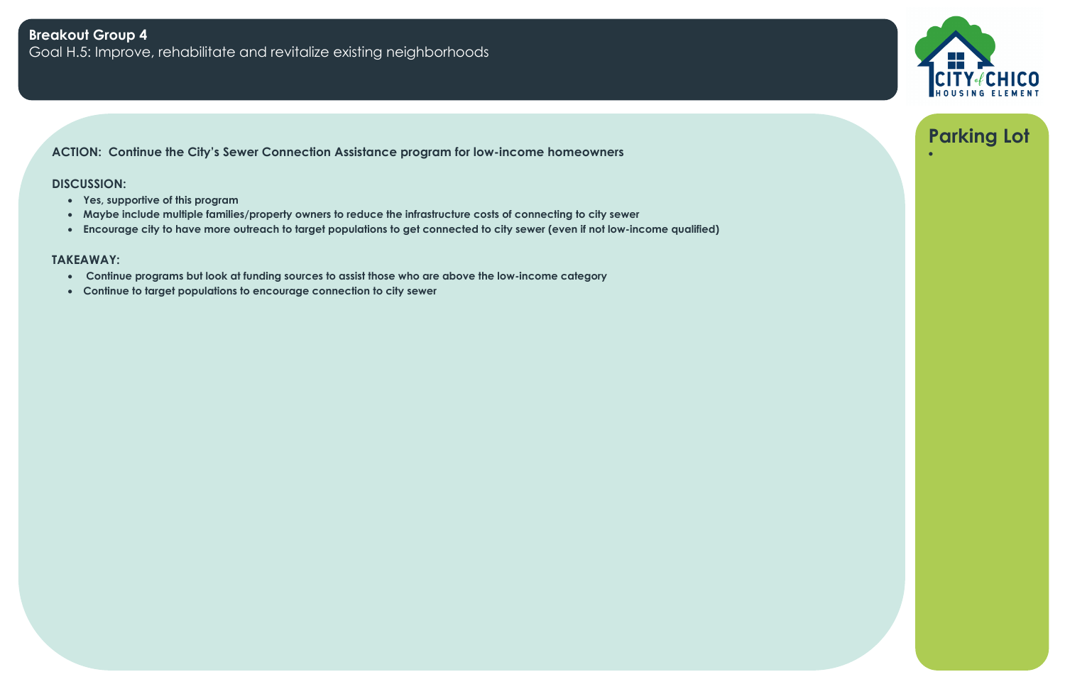**Breakout Group 4**
Goal H.5: Improve, rehabilitate and revitalize existing neighborhoods

**ACTION: Continue the City's Sewer Connection Assistance program for low-income homeowners**

**DISCUSSION:**

- **Yes, supportive of this program**
- **Maybe include multiple families/property owners to reduce the infrastructure costs of connecting to city sewer**
- **Encourage city to have more outreach to target populations to get connected to city sewer (even if not low-income qualified)**

**TAKEAWAY:**

- **Continue programs but look at funding sources to assist those who are above the low-income category**
- **Continue to target populations to encourage connection to city sewer**

## Parking Lot

-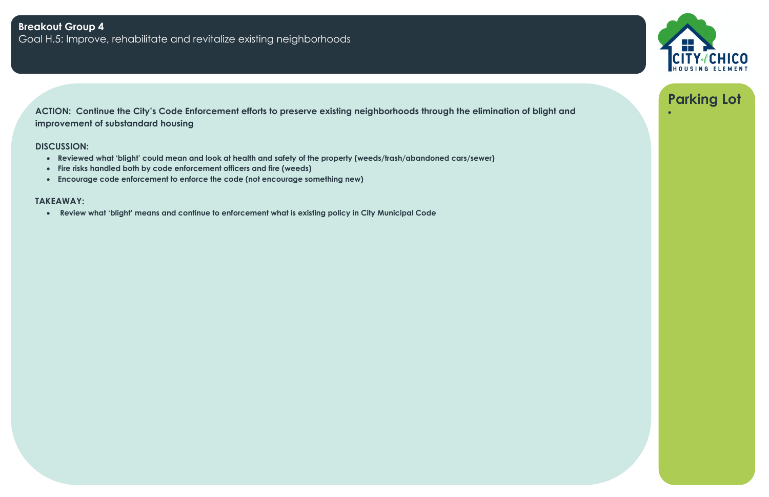**Breakout Group 4**
Goal H.5: Improve, rehabilitate and revitalize existing neighborhoods

CITY of CHICO
HOUSING ELEMENT

**ACTION: Continue the City's Code Enforcement efforts to preserve existing neighborhoods through the elimination of blight and improvement of substandard housing**

**DISCUSSION:**

- **Reviewed what 'blight' could mean and look at health and safety of the property (weeds/trash/abandoned cars/sewer)**
- **Fire risks handled both by code enforcement officers and fire (weeds)**
- **Encourage code enforcement to enforce the code (not encourage something new)**

**TAKEAWAY:**

- **Review what 'blight' means and continue to enforcement what is existing policy in City Municipal Code**

## Parking Lot

-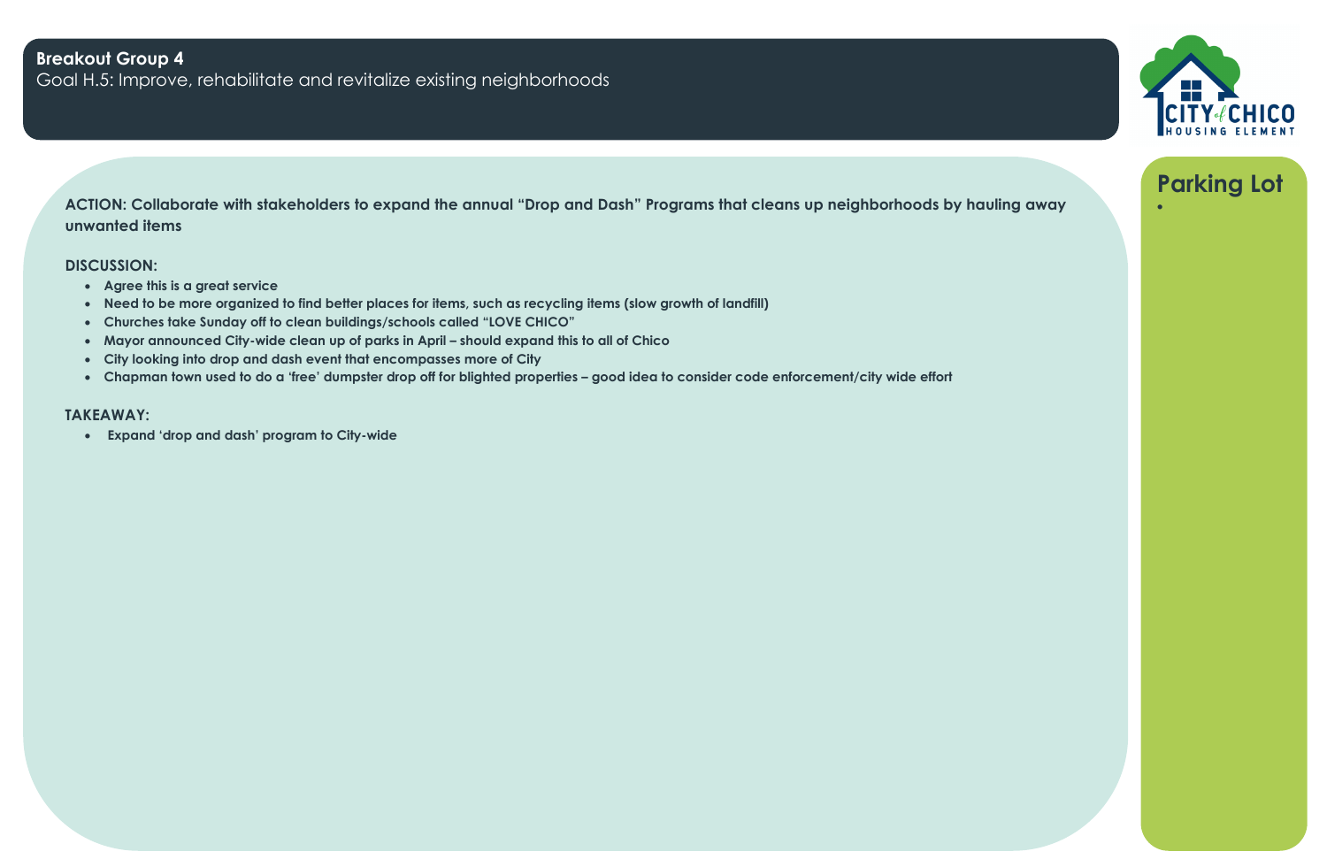**Breakout Group 4**
Goal H.5: Improve, rehabilitate and revitalize existing neighborhoods

**ACTION: Collaborate with stakeholders to expand the annual "Drop and Dash" Programs that cleans up neighborhoods by hauling away unwanted items**

**DISCUSSION:**

- **Agree this is a great service**
- **Need to be more organized to find better places for items, such as recycling items (slow growth of landfill)**
- **Churches take Sunday off to clean buildings/schools called "LOVE CHICO"**
- **Mayor announced City-wide clean up of parks in April – should expand this to all of Chico**
- **City looking into drop and dash event that encompasses more of City**
- **Chapman town used to do a 'free' dumpster drop off for blighted properties – good idea to consider code enforcement/city wide effort**

**TAKEAWAY:**

- **Expand 'drop and dash' program to City-wide**

## Parking Lot

-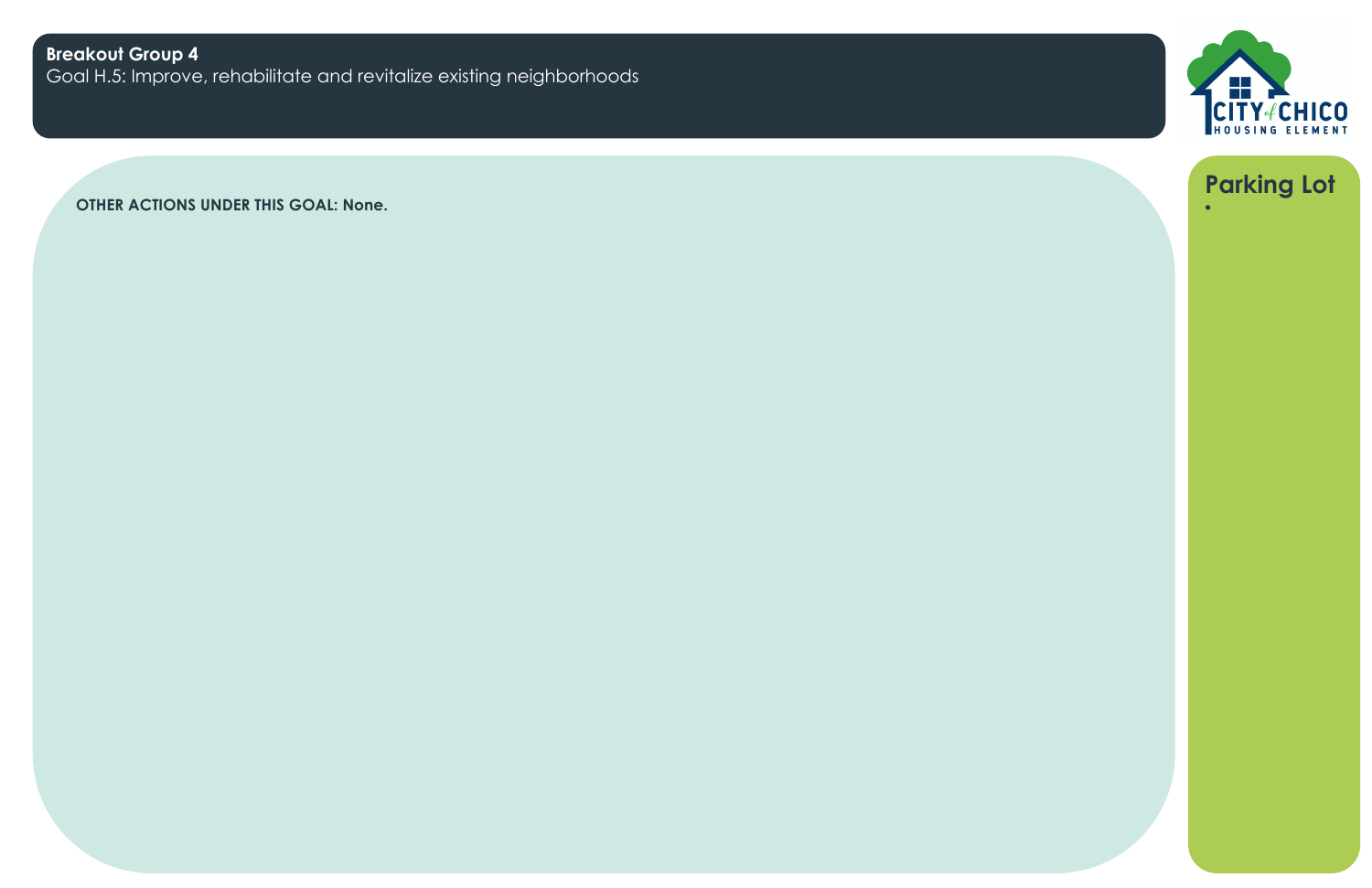**Breakout Group 4**
Goal H.5: Improve, rehabilitate and revitalize existing neighborhoods

**OTHER ACTIONS UNDER THIS GOAL: None.**

## Parking Lot

-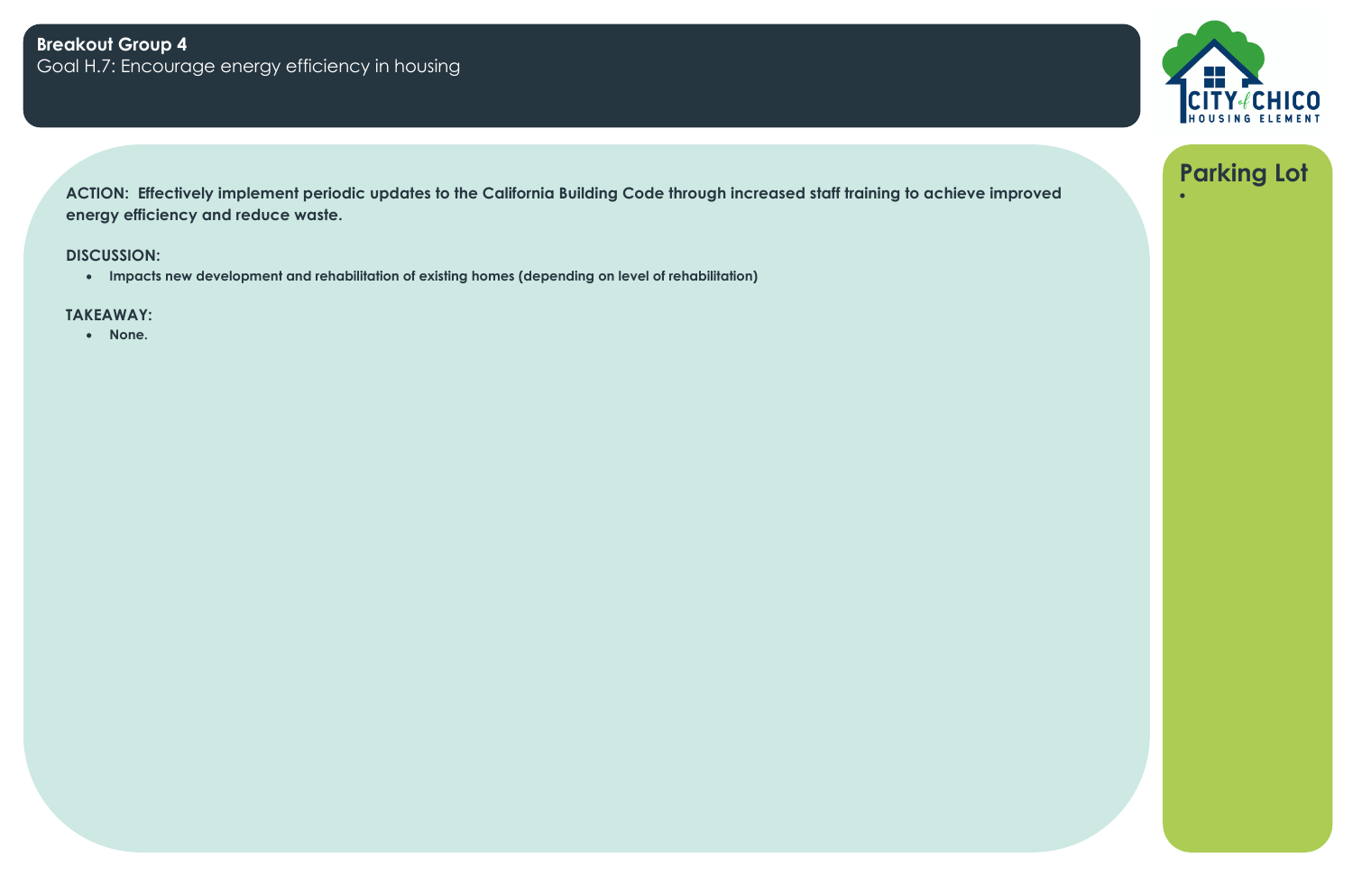**Breakout Group 4**
Goal H.7: Encourage energy efficiency in housing

**ACTION: Effectively implement periodic updates to the California Building Code through increased staff training to achieve improved energy efficiency and reduce waste.**

**DISCUSSION:**

- **Impacts new development and rehabilitation of existing homes (depending on level of rehabilitation)**

**TAKEAWAY:**

- **None.**

## Parking Lot

-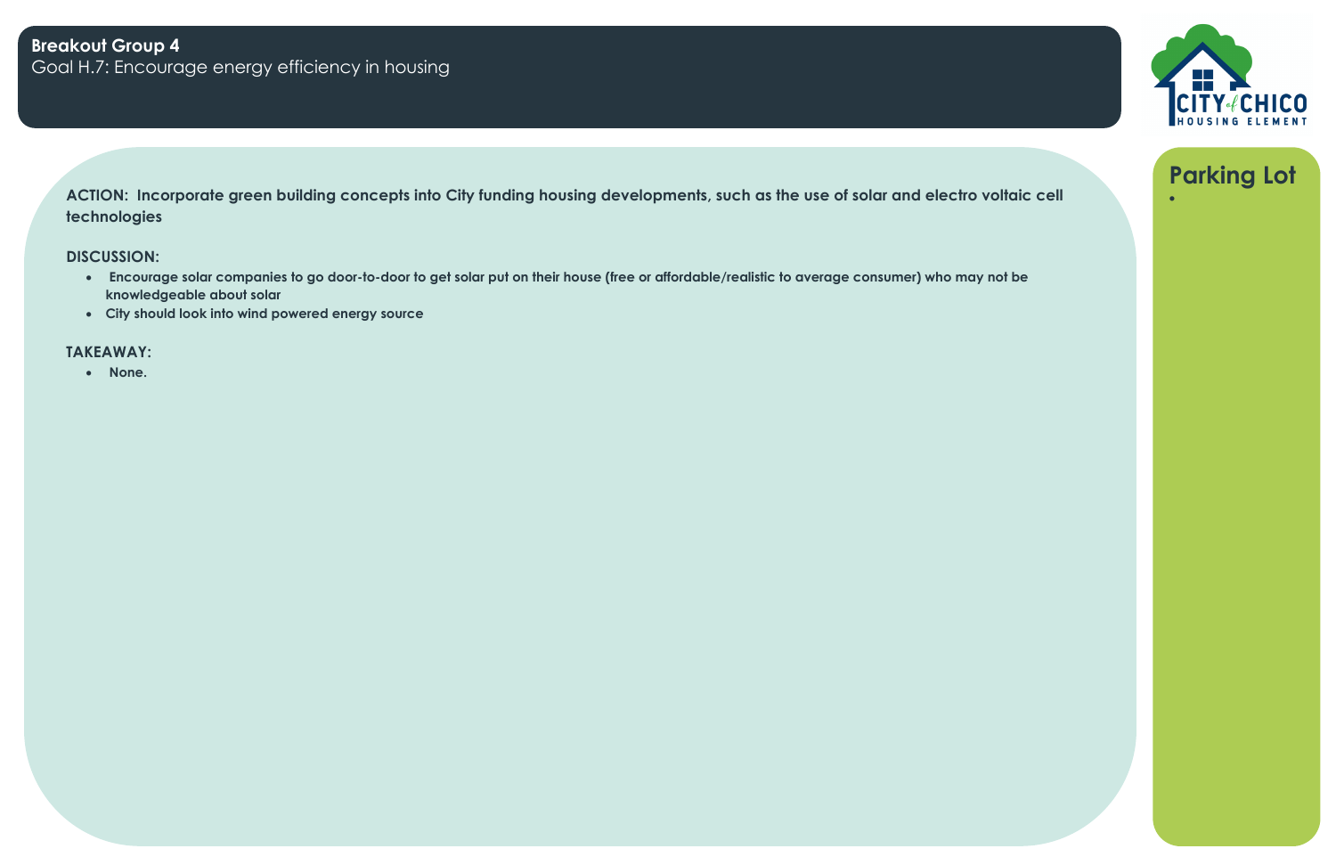**Breakout Group 4**
Goal H.7: Encourage energy efficiency in housing

**ACTION: Incorporate green building concepts into City funding housing developments, such as the use of solar and electro voltaic cell technologies**

**DISCUSSION:**

- **Encourage solar companies to go door-to-door to get solar put on their house (free or affordable/realistic to average consumer) who may not be knowledgeable about solar**
- **City should look into wind powered energy source**

**TAKEAWAY:**

- **None.**

## Parking Lot

-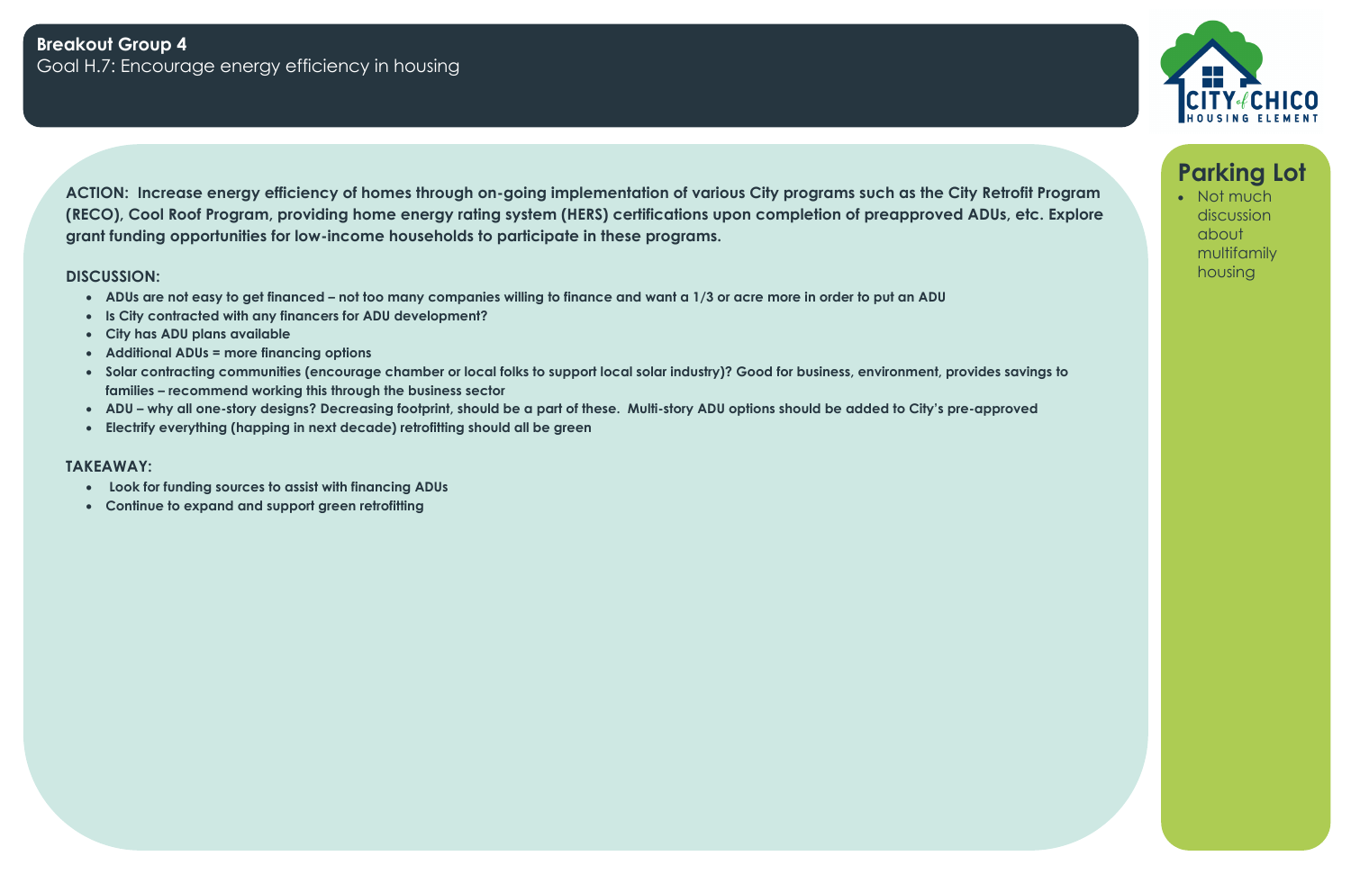**Breakout Group 4**

Goal H.7: Encourage energy efficiency in housing

**ACTION: Increase energy efficiency of homes through on-going implementation of various City programs such as the City Retrofit Program (RECO), Cool Roof Program, providing home energy rating system (HERS) certifications upon completion of preapproved ADUs, etc. Explore grant funding opportunities for low-income households to participate in these programs.**

**DISCUSSION:**

- **ADUs are not easy to get financed – not too many companies willing to finance and want a 1/3 or acre more in order to put an ADU**
- **Is City contracted with any financers for ADU development?**
- **City has ADU plans available**
- **Additional ADUs = more financing options**
- **Solar contracting communities (encourage chamber or local folks to support local solar industry)? Good for business, environment, provides savings to families – recommend working this through the business sector**
- **ADU – why all one-story designs? Decreasing footprint, should be a part of these. Multi-story ADU options should be added to City's pre-approved**
- **Electrify everything (happing in next decade) retrofitting should all be green**

**TAKEAWAY:**

- **Look for funding sources to assist with financing ADUs**
- **Continue to expand and support green retrofitting**

## Parking Lot

- Not much discussion about multifamily housing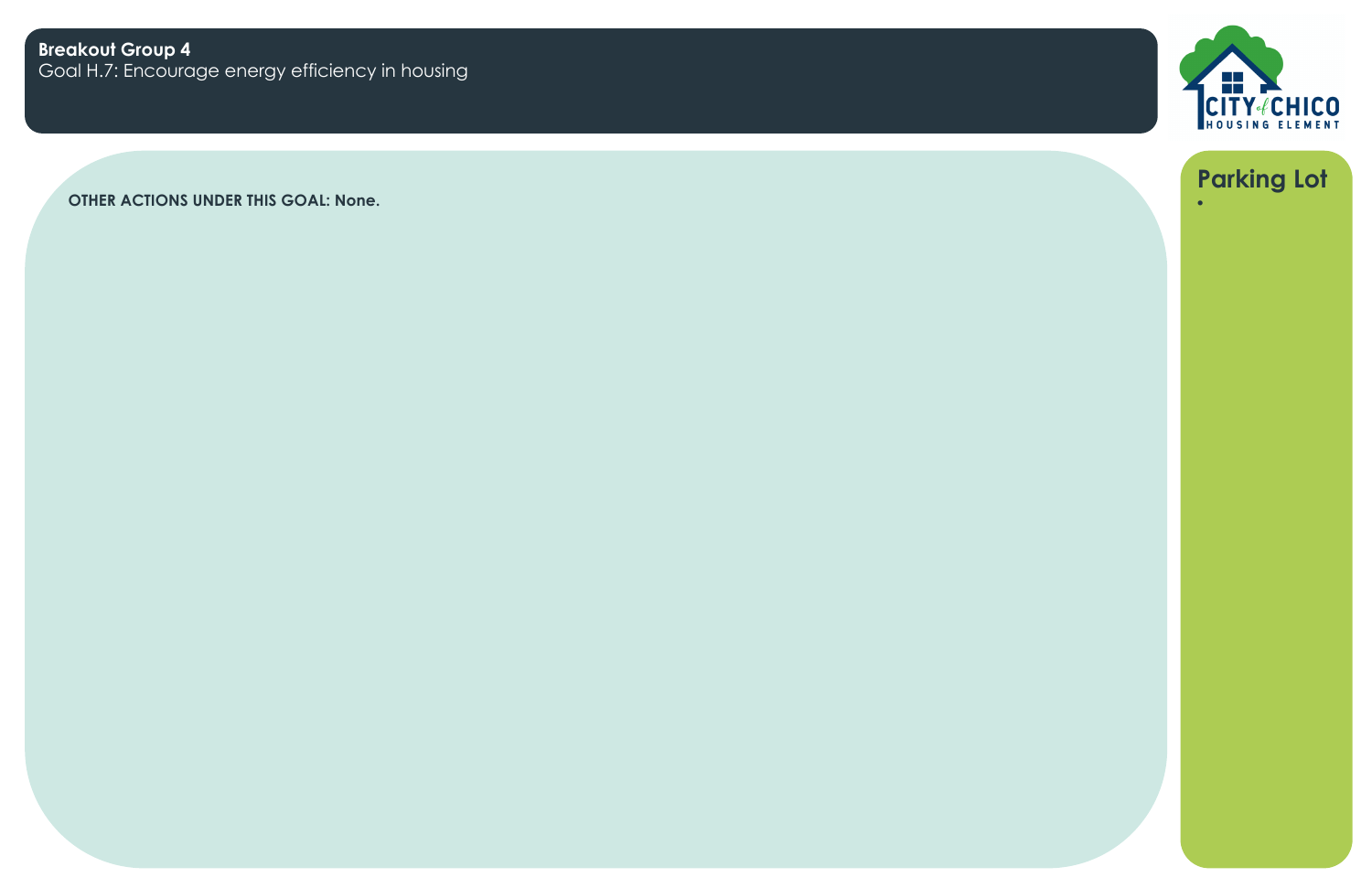**Breakout Group 4**
Goal H.7: Encourage energy efficiency in housing

**OTHER ACTIONS UNDER THIS GOAL: None.**

## Parking Lot

-